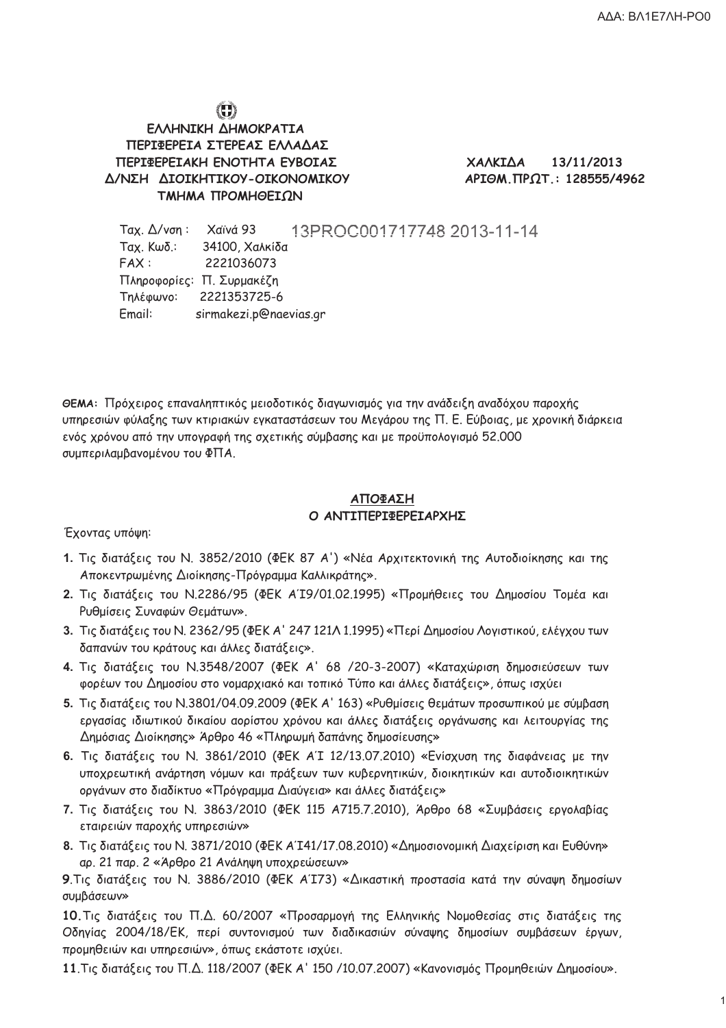ΑΔΑ: ΒΛ1Ε7ΛΗ-ΡΟ0

**ΕΛΛΗΝΙΚΗ ΔΗΜΟΚΡΑΤΙΑ**
**ΠΕΡΙΦΕΡΕΙΑ ΣΤΕΡΕΑΣ ΕΛΛΑΔΑΣ**
**ΠΕΡΙΦΕΡΕΙΑΚΗ ΕΝΟΤΗΤΑ ΕΥΒΟΙΑΣ**
**Δ/ΝΣΗ ΔΙΟΙΚΗΤΙΚΟΥ-ΟΙΚΟΝΟΜΙΚΟΥ**
**ΤΜΗΜΑ ΠΡΟΜΗΘΕΙΩΝ**

**ΧΑΛΚΙΔΑ 13/11/2013**
**ΑΡΙΘΜ.ΠΡΩΤ.: 128555/4962**

13PROC001717748 2013-11-14

Ταχ. Δ/νση : Χαϊνά 93
Ταχ. Κωδ.: 34100, Χαλκίδα
FAX : 2221036073
Πληροφορίες: Π. Συρμακέζη
Τηλέφωνο: 2221353725-6
Email: sirmakezi.p@naevias.gr

**ΘΕΜΑ:** Πρόχειρος επαναληπτικός μειοδοτικός διαγωνισμός για την ανάδειξη αναδόχου παροχής υπηρεσιών φύλαξης των κτιριακών εγκαταστάσεων του Μεγάρου της Π. Ε. Εύβοιας, με χρονική διάρκεια ενός χρόνου από την υπογραφή της σχετικής σύμβασης και με προϋπολογισμό 52.000 συμπεριλαμβανομένου του ΦΠΑ.

**ΑΠΟΦΑΣΗ**
**Ο ΑΝΤΙΠΕΡΙΦΕΡΕΙΑΡΧΗΣ**

Έχοντας υπόψη:

1. Τις διατάξεις του Ν. 3852/2010 (ΦΕΚ 87 Α') «Νέα Αρχιτεκτονική της Αυτοδιοίκησης και της Αποκεντρωμένης Διοίκησης-Πρόγραμμα Καλλικράτης».
2. Τις διατάξεις του Ν.2286/95 (ΦΕΚ Α΄Ι9/01.02.1995) «Προμήθειες του Δημοσίου Τομέα και Ρυθμίσεις Συναφών Θεμάτων».
3. Τις διατάξεις του Ν. 2362/95 (ΦΕΚ Α' 247 121Λ 1.1995) «Περί Δημοσίου Λογιστικού, ελέγχου των δαπανών του κράτους και άλλες διατάξεις».
4. Τις διατάξεις του Ν.3548/2007 (ΦΕΚ Α' 68 /20-3-2007) «Καταχώριση δημοσιεύσεων των φορέων του Δημοσίου στο νομαρχιακό και τοπικό Τύπο και άλλες διατάξεις», όπως ισχύει
5. Τις διατάξεις του Ν.3801/04.09.2009 (ΦΕΚ Α' 163) «Ρυθμίσεις θεμάτων προσωπικού με σύμβαση εργασίας ιδιωτικού δικαίου αορίστου χρόνου και άλλες διατάξεις οργάνωσης και λειτουργίας της Δημόσιας Διοίκησης» Άρθρο 46 «Πληρωμή δαπάνης δημοσίευσης»
6. Τις διατάξεις του Ν. 3861/2010 (ΦΕΚ Α΄Ι 12/13.07.2010) «Ενίσχυση της διαφάνειας με την υποχρεωτική ανάρτηση νόμων και πράξεων των κυβερνητικών, διοικητικών και αυτοδιοικητικών οργάνων στο διαδίκτυο «Πρόγραμμα Διαύγεια» και άλλες διατάξεις»
7. Τις διατάξεις του Ν. 3863/2010 (ΦΕΚ 115 Α715.7.2010), Άρθρο 68 «Συμβάσεις εργολαβίας εταιρειών παροχής υπηρεσιών»
8. Τις διατάξεις του Ν. 3871/2010 (ΦΕΚ Α΄Ι41/17.08.2010) «Δημοσιονομική Διαχείριση και Ευθύνη» αρ. 21 παρ. 2 «Άρθρο 21 Ανάληψη υποχρεώσεων»
9. Τις διατάξεις του Ν. 3886/2010 (ΦΕΚ Α΄Ι73) «Δικαστική προστασία κατά την σύναψη δημοσίων συμβάσεων»
10. Τις διατάξεις του Π.Δ. 60/2007 «Προσαρμογή της Ελληνικής Νομοθεσίας στις διατάξεις της Οδηγίας 2004/18/ΕΚ, περί συντονισμού των διαδικασιών σύναψης δημοσίων συμβάσεων έργων, προμηθειών και υπηρεσιών», όπως εκάστοτε ισχύει.
11. Τις διατάξεις του Π.Δ. 118/2007 (ΦΕΚ Α' 150 /10.07.2007) «Κανονισμός Προμηθειών Δημοσίου».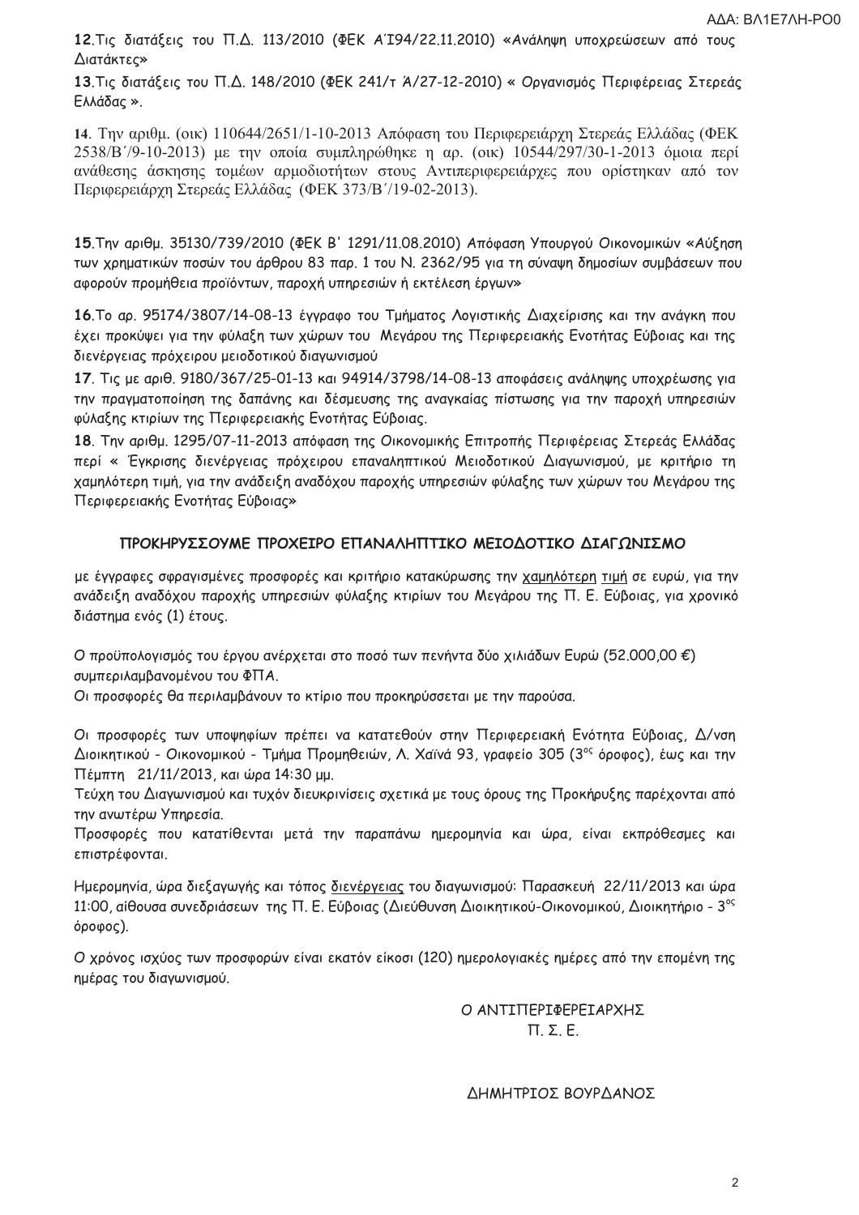12.Τις διατάξεις του Π.Δ. 113/2010 (ΦΕΚ Α΄194/22.11.2010) «Ανάληψη υποχρεώσεων από τους Διατάκτες»

13.Τις διατάξεις του Π.Δ. 148/2010 (ΦΕΚ 241/τ Ά/27-12-2010) « Οργανισμός Περιφέρειας Στερεάς Ελλάδας ».

14. Την αριθμ. (οικ) 110644/2651/1-10-2013 Απόφαση του Περιφερειάρχη Στερεάς Ελλάδας (ΦΕΚ 2538/Β΄/9-10-2013) με την οποία συμπληρώθηκε η αρ. (οικ) 10544/297/30-1-2013 όμοια περί ανάθεσης άσκησης τομέων αρμοδιοτήτων στους Αντιπεριφερειάρχες που ορίστηκαν από τον Περιφερειάρχη Στερεάς Ελλάδας (ΦΕΚ 373/Β΄/19-02-2013).

15.Την αριθμ. 35130/739/2010 (ΦΕΚ Β' 1291/11.08.2010) Απόφαση Υπουργού Οικονομικών «Αύξηση των χρηματικών ποσών του άρθρου 83 παρ. 1 του Ν. 2362/95 για τη σύναψη δημοσίων συμβάσεων που αφορούν προμήθεια προϊόντων, παροχή υπηρεσιών ή εκτέλεση έργων»

16.Το αρ. 95174/3807/14-08-13 έγγραφο του Τμήματος Λογιστικής Διαχείρισης και την ανάγκη που έχει προκύψει για την φύλαξη των χώρων του Μεγάρου της Περιφερειακής Ενότητας Εύβοιας και της διενέργειας πρόχειρου μειοδοτικού διαγωνισμού

17. Τις με αριθ. 9180/367/25-01-13 και 94914/3798/14-08-13 αποφάσεις ανάληψης υποχρέωσης για την πραγματοποίηση της δαπάνης και δέσμευσης της αναγκαίας πίστωσης για την παροχή υπηρεσιών φύλαξης κτιρίων της Περιφερειακής Ενότητας Εύβοιας.

18. Την αριθμ. 1295/07-11-2013 απόφαση της Οικονομικής Επιτροπής Περιφέρειας Στερεάς Ελλάδας περί « Έγκρισης διενέργειας πρόχειρου επαναληπτικού Μειοδοτικού Διαγωνισμού, με κριτήριο τη χαμηλότερη τιμή, για την ανάδειξη αναδόχου παροχής υπηρεσιών φύλαξης των χώρων του Μεγάρου της Περιφερειακής Ενότητας Εύβοιας»

**ΠΡΟΚΗΡΥΣΣΟΥΜΕ ΠΡΟΧΕΙΡΟ ΕΠΑΝΑΛΗΠΤΙΚΟ ΜΕΙΟΔΟΤΙΚΟ ΔΙΑΓΩΝΙΣΜΟ**

με έγγραφες σφραγισμένες προσφορές και κριτήριο κατακύρωσης την χαμηλότερη τιμή σε ευρώ, για την ανάδειξη αναδόχου παροχής υπηρεσιών φύλαξης κτιρίων του Μεγάρου της Π. Ε. Εύβοιας, για χρονικό διάστημα ενός (1) έτους.

Ο προϋπολογισμός του έργου ανέρχεται στο ποσό των πενήντα δύο χιλιάδων Ευρώ (52.000,00 €) συμπεριλαμβανομένου του ΦΠΑ.

Οι προσφορές θα περιλαμβάνουν το κτίριο που προκηρύσσεται με την παρούσα.

Οι προσφορές των υποψηφίων πρέπει να κατατεθούν στην Περιφερειακή Ενότητα Εύβοιας, Δ/νση Διοικητικού - Οικονομικού - Τμήμα Προμηθειών, Λ. Χαϊνά 93, γραφείο 305 (3ος όροφος), έως και την Πέμπτη 21/11/2013, και ώρα 14:30 μμ.

Τεύχη του Διαγωνισμού και τυχόν διευκρινίσεις σχετικά με τους όρους της Προκήρυξης παρέχονται από την ανωτέρω Υπηρεσία.

Προσφορές που κατατίθενται μετά την παραπάνω ημερομηνία και ώρα, είναι εκπρόθεσμες και επιστρέφονται.

Ημερομηνία, ώρα διεξαγωγής και τόπος διενέργειας του διαγωνισμού: Παρασκευή 22/11/2013 και ώρα 11:00, αίθουσα συνεδριάσεων της Π. Ε. Εύβοιας (Διεύθυνση Διοικητικού-Οικονομικού, Διοικητήριο - 3ος όροφος).

Ο χρόνος ισχύος των προσφορών είναι εκατόν είκοσι (120) ημερολογιακές ημέρες από την επομένη της ημέρας του διαγωνισμού.

Ο ΑΝΤΙΠΕΡΙΦΕΡΕΙΑΡΧΗΣ
Π. Σ. Ε.

ΔΗΜΗΤΡΙΟΣ ΒΟΥΡΔΑΝΟΣ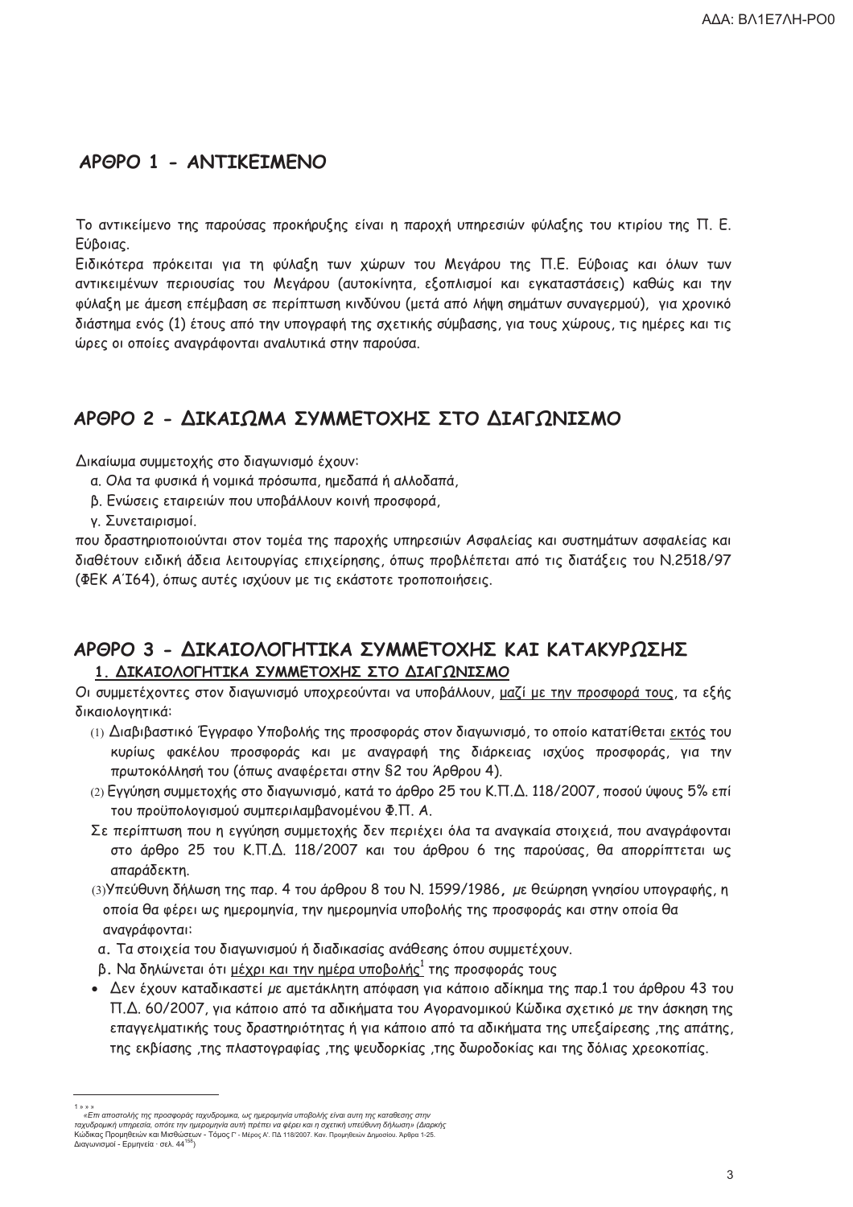## ΑΡΘΡΟ 1 - ΑΝΤΙΚΕΙΜΕΝΟ

Το αντικείμενο της παρούσας προκήρυξης είναι η παροχή υπηρεσιών φύλαξης του κτιρίου της Π. Ε. Εύβοιας.

Ειδικότερα πρόκειται για τη φύλαξη των χώρων του Μεγάρου της Π.Ε. Εύβοιας και όλων των αντικειμένων περιουσίας του Μεγάρου (αυτοκίνητα, εξοπλισμοί και εγκαταστάσεις) καθώς και την φύλαξη με άμεση επέμβαση σε περίπτωση κινδύνου (μετά από λήψη σημάτων συναγερμού), για χρονικό διάστημα ενός (1) έτους από την υπογραφή της σχετικής σύμβασης, για τους χώρους, τις ημέρες και τις ώρες οι οποίες αναγράφονται αναλυτικά στην παρούσα.

## ΑΡΘΡΟ 2 - ΔΙΚΑΙΩΜΑ ΣΥΜΜΕΤΟΧΗΣ ΣΤΟ ΔΙΑΓΩΝΙΣΜΟ

Δικαίωμα συμμετοχής στο διαγωνισμό έχουν:

α. Ολα τα φυσικά ή νομικά πρόσωπα, ημεδαπά ή αλλοδαπά,

β. Ενώσεις εταιρειών που υποβάλλουν κοινή προσφορά,

γ. Συνεταιρισμοί.

που δραστηριοποιούνται στον τομέα της παροχής υπηρεσιών Ασφαλείας και συστημάτων ασφαλείας και διαθέτουν ειδική άδεια λειτουργίας επιχείρησης, όπως προβλέπεται από τις διατάξεις του Ν.2518/97 (ΦΕΚ Α΄164), όπως αυτές ισχύουν με τις εκάστοτε τροποποιήσεις.

## ΑΡΘΡΟ 3 - ΔΙΚΑΙΟΛΟΓΗΤΙΚΑ ΣΥΜΜΕΤΟΧΗΣ ΚΑΙ ΚΑΤΑΚΥΡΩΣΗΣ

### 1. ΔΙΚΑΙΟΛΟΓΗΤΙΚΑ ΣΥΜΜΕΤΟΧΗΣ ΣΤΟ ΔΙΑΓΩΝΙΣΜΟ

Οι συμμετέχοντες στον διαγωνισμό υποχρεούνται να υποβάλλουν, μαζί με την προσφορά τους, τα εξής δικαιολογητικά:

(1) Διαβιβαστικό Έγγραφο Υποβολής της προσφοράς στον διαγωνισμό, το οποίο κατατίθεται εκτός του κυρίως φακέλου προσφοράς και με αναγραφή της διάρκειας ισχύος προσφοράς, για την πρωτοκόλλησή του (όπως αναφέρεται στην §2 του Άρθρου 4).

(2) Εγγύηση συμμετοχής στο διαγωνισμό, κατά το άρθρο 25 του Κ.Π.Δ. 118/2007, ποσού ύψους 5% επί του προϋπολογισμού συμπεριλαμβανομένου Φ.Π. Α.

Σε περίπτωση που η εγγύηση συμμετοχής δεν περιέχει όλα τα αναγκαία στοιχειά, που αναγράφονται στο άρθρο 25 του Κ.Π.Δ. 118/2007 και του άρθρου 6 της παρούσας, θα απορρίπτεται ως απαράδεκτη.

(3) Υπεύθυνη δήλωση της παρ. 4 του άρθρου 8 του Ν. 1599/1986, με θεώρηση γνησίου υπογραφής, η οποία θα φέρει ως ημερομηνία, την ημερομηνία υποβολής της προσφοράς και στην οποία θα αναγράφονται:

α. Τα στοιχεία του διαγωνισμού ή διαδικασίας ανάθεσης όπου συμμετέχουν.

β. Να δηλώνεται ότι μέχρι και την ημέρα υποβολής[1] της προσφοράς τους

- Δεν έχουν καταδικαστεί με αμετάκλητη απόφαση για κάποιο αδίκημα της παρ.1 του άρθρου 43 του Π.Δ. 60/2007, για κάποιο από τα αδικήματα του Αγορανομικού Κώδικα σχετικό με την άσκηση της επαγγελματικής τους δραστηριότητας ή για κάποιο από τα αδικήματα της υπεξαίρεσης ,της απάτης, της εκβίασης ,της πλαστογραφίας ,της ψευδορκίας ,της δωροδοκίας και της δόλιας χρεοκοπίας.

---

[1] » » » *«Επι αποστολής της προσφοράς ταχυδρομικα, ως ημερομηνία υποβολής είναι αυτη της καταθεσης στην ταχυδρομική υπηρεσία, οπότε την ημερομηνία αυτή πρέπει να φέρει και η σχετική υπεύθυνη δήλωση» (Διαρκής* Κώδικας Προμηθειών και Μισθώσεων - Τόμος Γ' - Μέρος Α'. ΠΔ 118/2007. Καν. Προμηθειών Δημοσίου. Άρθρα 1-25. Διαγωνισμοί - Ερμηνεία · σελ. 44[158])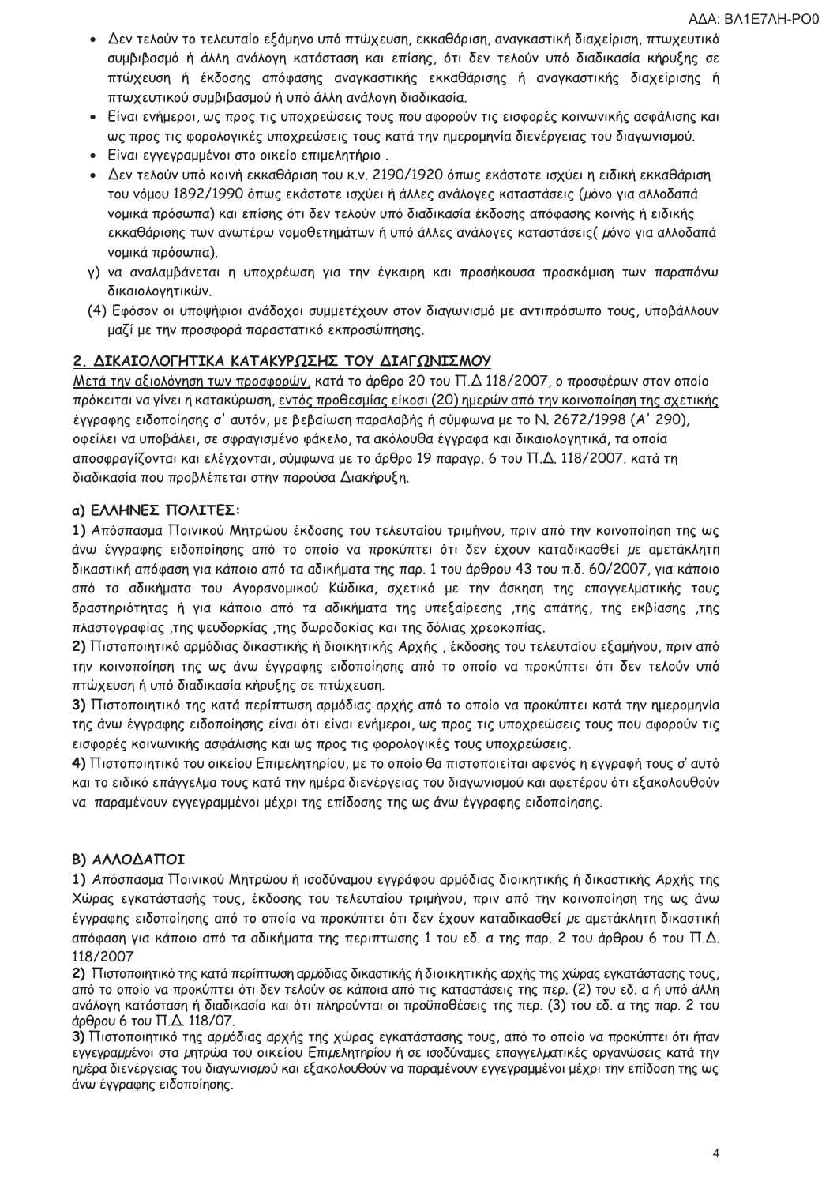- Δεν τελούν το τελευταίο εξάμηνο υπό πτώχευση, εκκαθάριση, αναγκαστική διαχείριση, πτωχευτικό συμβιβασμό ή άλλη ανάλογη κατάσταση και επίσης, ότι δεν τελούν υπό διαδικασία κήρυξης σε πτώχευση ή έκδοσης απόφασης αναγκαστικής εκκαθάρισης ή αναγκαστικής διαχείρισης ή πτωχευτικού συμβιβασμού ή υπό άλλη ανάλογη διαδικασία.
- Είναι ενήμεροι, ως προς τις υποχρεώσεις τους που αφορούν τις εισφορές κοινωνικής ασφάλισης και ως προς τις φορολογικές υποχρεώσεις τους κατά την ημερομηνία διενέργειας του διαγωνισμού.
- Είναι εγγεγραμμένοι στο οικείο επιμελητήριο .
- Δεν τελούν υπό κοινή εκκαθάριση του κ.ν. 2190/1920 όπως εκάστοτε ισχύει η ειδική εκκαθάριση του νόμου 1892/1990 όπως εκάστοτε ισχύει ή άλλες ανάλογες καταστάσεις (*μόνο για αλλοδαπά νομικά πρόσωπα*) και επίσης ότι δεν τελούν υπό διαδικασία έκδοσης απόφασης κοινής ή ειδικής εκκαθάρισης των ανωτέρω νομοθετημάτων ή υπό άλλες ανάλογες καταστάσεις( *μόνο για αλλοδαπά νομικά πρόσωπα*).

γ) να αναλαμβάνεται η υποχρέωση για την έγκαιρη και προσήκουσα προσκόμιση των παραπάνω δικαιολογητικών.

(4) Εφόσον οι υποψήφιοι ανάδοχοι συμμετέχουν στον διαγωνισμό με αντιπρόσωπο τους, υποβάλλουν μαζί με την προσφορά παραστατικό εκπροσώπησης.

## 2. ΔΙΚΑΙΟΛΟΓΗΤΙΚΑ ΚΑΤΑΚΥΡΩΣΗΣ ΤΟΥ ΔΙΑΓΩΝΙΣΜΟΥ

Μετά την αξιολόγηση των προσφορών, κατά το άρθρο 20 του Π.Δ 118/2007, ο προσφέρων στον οποίο πρόκειται να γίνει η κατακύρωση, εντός προθεσμίας είκοσι (20) ημερών από την κοινοποίηση της σχετικής έγγραφης ειδοποίησης σ' αυτόν, με βεβαίωση παραλαβής ή σύμφωνα με το Ν. 2672/1998 (Α' 290), οφείλει να υποβάλει, σε σφραγισμένο φάκελο, τα ακόλουθα έγγραφα και δικαιολογητικά, τα οποία αποσφραγίζονται και ελέγχονται, σύμφωνα με το άρθρο 19 παραγρ. 6 του Π.Δ. 118/2007. κατά τη διαδικασία που προβλέπεται στην παρούσα Διακήρυξη.

### α) ΕΛΛΗΝΕΣ ΠΟΛΙΤΕΣ:

**1)** Απόσπασμα Ποινικού Μητρώου έκδοσης του τελευταίου τριμήνου, πριν από την κοινοποίηση της ως άνω έγγραφης ειδοποίησης από το οποίο να προκύπτει ότι δεν έχουν καταδικασθεί με αμετάκλητη δικαστική απόφαση για κάποιο από τα αδικήματα της παρ. 1 του άρθρου 43 του π.δ. 60/2007, για κάποιο από τα αδικήματα του Αγορανομικού Κώδικα, σχετικό με την άσκηση της επαγγελματικής τους δραστηριότητας ή για κάποιο από τα αδικήματα της υπεξαίρεσης ,της απάτης, της εκβίασης ,της πλαστογραφίας ,της ψευδορκίας ,της δωροδοκίας και της δόλιας χρεοκοπίας.

**2)** Πιστοποιητικό αρμόδιας δικαστικής ή διοικητικής Αρχής , έκδοσης του τελευταίου εξαμήνου, πριν από την κοινοποίηση της ως άνω έγγραφης ειδοποίησης από το οποίο να προκύπτει ότι δεν τελούν υπό πτώχευση ή υπό διαδικασία κήρυξης σε πτώχευση.

**3)** Πιστοποιητικό της κατά περίπτωση αρμόδιας αρχής από το οποίο να προκύπτει κατά την ημερομηνία της άνω έγγραφης ειδοποίησης είναι ότι είναι ενήμεροι, ως προς τις υποχρεώσεις τους που αφορούν τις εισφορές κοινωνικής ασφάλισης και ως προς τις φορολογικές τους υποχρεώσεις.

**4)** Πιστοποιητικό του οικείου Επιμελητηρίου, με το οποίο θα πιστοποιείται αφενός η εγγραφή τους σ' αυτό και το ειδικό επάγγελμα τους κατά την ημέρα διενέργειας του διαγωνισμού και αφετέρου ότι εξακολουθούν να παραμένουν εγγεγραμμένοι μέχρι της επίδοσης της ως άνω έγγραφης ειδοποίησης.

### Β) ΑΛΛΟΔΑΠΟΙ

**1)** Απόσπασμα Ποινικού Μητρώου ή ισοδύναμου εγγράφου αρμόδιας διοικητικής ή δικαστικής Αρχής της Χώρας εγκατάστασής τους, έκδοσης του τελευταίου τριμήνου, πριν από την κοινοποίηση της ως άνω έγγραφης ειδοποίησης από το οποίο να προκύπτει ότι δεν έχουν καταδικασθεί με αμετάκλητη δικαστική απόφαση για κάποιο από τα αδικήματα της περιπτωσης 1 του εδ. α της παρ. 2 του άρθρου 6 του Π.Δ. 118/2007

**2)** Πιστοποιητικό της κατά περίπτωση αρμόδιας δικαστικής ή διοικητικής αρχής της χώρας εγκατάστασης τους, από το οποίο να προκύπτει ότι δεν τελούν σε κάποια από τις καταστάσεις της περ. (2) του εδ. α ή υπό άλλη ανάλογη κατάσταση ή διαδικασία και ότι πληρούνται οι προϋποθέσεις της περ. (3) του εδ. α της παρ. 2 του άρθρου 6 του Π.Δ. 118/07.

**3)** Πιστοποιητικό της αρμόδιας αρχής της χώρας εγκατάστασης τους, από το οποίο να προκύπτει ότι ήταν εγγεγραμμένοι στα μητρώα του οικείου Επιμελητηρίου ή σε ισοδύναμες επαγγελματικές οργανώσεις κατά την ημέρα διενέργειας του διαγωνισμού και εξακολουθούν να παραμένουν εγγεγραμμένοι μέχρι την επίδοση της ως άνω έγγραφης ειδοποίησης.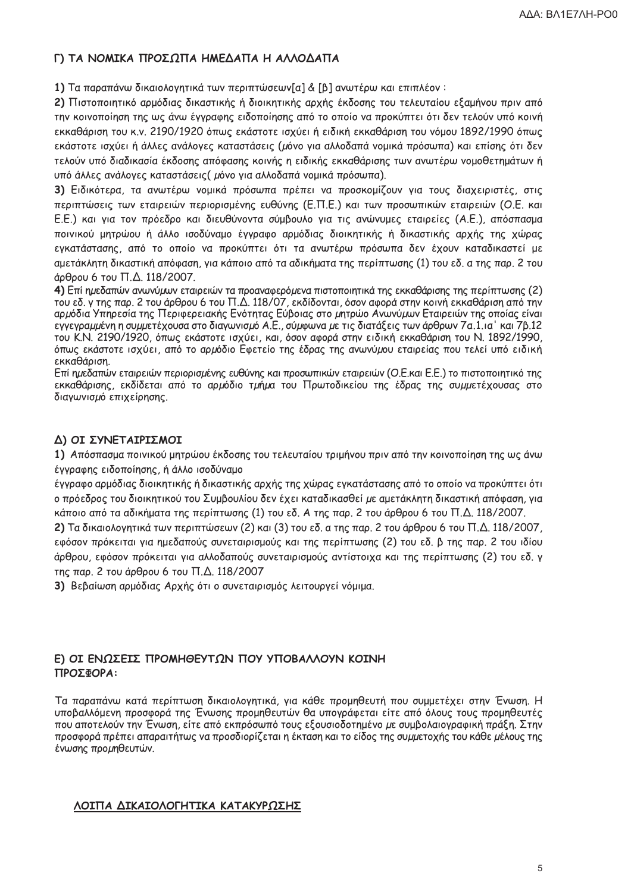### Γ) ΤΑ ΝΟΜΙΚΑ ΠΡΟΣΩΠΑ ΗΜΕΔΑΠΑ Η ΑΛΛΟΔΑΠΑ

**1)** Τα παραπάνω δικαιολογητικά των περιπτώσεων[α] & [β] ανωτέρω και επιπλέον :

**2)** Πιστοποιητικό αρμόδιας δικαστικής ή διοικητικής αρχής έκδοσης του τελευταίου εξαμήνου πριν από την κοινοποίηση της ως άνω έγγραφης ειδοποίησης από το οποίο να προκύπτει ότι δεν τελούν υπό κοινή εκκαθάριση του κ.ν. 2190/1920 όπως εκάστοτε ισχύει ή ειδική εκκαθάριση του νόμου 1892/1990 όπως εκάστοτε ισχύει ή άλλες ανάλογες καταστάσεις (μόνο για αλλοδαπά νομικά πρόσωπα) και επίσης ότι δεν τελούν υπό διαδικασία έκδοσης απόφασης κοινής η ειδικής εκκαθάρισης των ανωτέρω νομοθετημάτων ή υπό άλλες ανάλογες καταστάσεις( μόνο για αλλοδαπά νομικά πρόσωπα).

**3)** Ειδικότερα, τα ανωτέρω νομικά πρόσωπα πρέπει να προσκομίζουν για τους διαχειριστές, στις περιπτώσεις των εταιρειών περιορισμένης ευθύνης (Ε.Π.Ε.) και των προσωπικών εταιρειών (Ο.Ε. και Ε.Ε.) και για τον πρόεδρο και διευθύνοντα σύμβουλο για τις ανώνυμες εταιρείες (Α.Ε.), απόσπασμα ποινικού μητρώου ή άλλο ισοδύναμο έγγραφο αρμόδιας διοικητικής ή δικαστικής αρχής της χώρας εγκατάστασης, από το οποίο να προκύπτει ότι τα ανωτέρω πρόσωπα δεν έχουν καταδικαστεί με αμετάκλητη δικαστική απόφαση, για κάποιο από τα αδικήματα της περίπτωσης (1) του εδ. α της παρ. 2 του άρθρου 6 του Π.Δ. 118/2007.

**4)** Επί ημεδαπών ανωνύμων εταιρειών τα προαναφερόμενα πιστοποιητικά της εκκαθάρισης της περίπτωσης (2) του εδ. γ της παρ. 2 του άρθρου 6 του Π.Δ. 118/07, εκδίδονται, όσον αφορά στην κοινή εκκαθάριση από την αρμόδια Υπηρεσία της Περιφερειακής Ενότητας Εύβοιας στο μητρώο Ανωνύμων Εταιρειών της οποίας είναι εγγεγραμμένη η συμμετέχουσα στο διαγωνισμό Α.Ε., σύμφωνα με τις διατάξεις των άρθρων 7α.1.ια' και 7β.12 του Κ.Ν. 2190/1920, όπως εκάστοτε ισχύει, και, όσον αφορά στην ειδική εκκαθάριση του Ν. 1892/1990, όπως εκάστοτε ισχύει, από το αρμόδιο Εφετείο της έδρας της ανωνύμου εταιρείας που τελεί υπό ειδική εκκαθάριση.

Επί ημεδαπών εταιρειών περιορισμένης ευθύνης και προσωπικών εταιρειών (Ο.Ε.και Ε.Ε.) το πιστοποιητικό της εκκαθάρισης, εκδίδεται από το αρμόδιο τμήμα του Πρωτοδικείου της έδρας της συμμετέχουσας στο διαγωνισμό επιχείρησης.

### Δ) ΟΙ ΣΥΝΕΤΑΙΡΙΣΜΟΙ

**1)** Απόσπασμα ποινικού μητρώου έκδοσης του τελευταίου τριμήνου πριν από την κοινοποίηση της ως άνω έγγραφης ειδοποίησης, ή άλλο ισοδύναμο

έγγραφο αρμόδιας διοικητικής ή δικαστικής αρχής της χώρας εγκατάστασης από το οποίο να προκύπτει ότι ο πρόεδρος του διοικητικού του Συμβουλίου δεν έχει καταδικασθεί με αμετάκλητη δικαστική απόφαση, για κάποιο από τα αδικήματα της περίπτωσης (1) του εδ. Α της παρ. 2 του άρθρου 6 του Π.Δ. 118/2007.

**2)** Τα δικαιολογητικά των περιπτώσεων (2) και (3) του εδ. α της παρ. 2 του άρθρου 6 του Π.Δ. 118/2007, εφόσον πρόκειται για ημεδαπούς συνεταιρισμούς και της περίπτωσης (2) του εδ. β της παρ. 2 του ιδίου άρθρου, εφόσον πρόκειται για αλλοδαπούς συνεταιρισμούς αντίστοιχα και της περίπτωσης (2) του εδ. γ της παρ. 2 του άρθρου 6 του Π.Δ. 118/2007

**3)** Βεβαίωση αρμόδιας Αρχής ότι ο συνεταιρισμός λειτουργεί νόμιμα.

### Ε) ΟΙ ΕΝΩΣΕΙΣ ΠΡΟΜΗΘΕΥΤΩΝ ΠΟΥ ΥΠΟΒΑΛΛΟΥΝ ΚΟΙΝΗ ΠΡΟΣΦΟΡΑ:

Τα παραπάνω κατά περίπτωση δικαιολογητικά, για κάθε προμηθευτή που συμμετέχει στην Ένωση. Η υποβαλλόμενη προσφορά της Ένωσης προμηθευτών θα υπογράφεται είτε από όλους τους προμηθευτές που αποτελούν την Ένωση, είτε από εκπρόσωπό τους εξουσιοδοτημένο με συμβολαιογραφική πράξη. Στην προσφορά πρέπει απαραιτήτως να προσδιορίζεται η έκταση και το είδος της συμμετοχής του κάθε μέλους της ένωσης προμηθευτών.

**<u>ΛΟΙΠΑ ΔΙΚΑΙΟΛΟΓΗΤΙΚΑ ΚΑΤΑΚΥΡΩΣΗΣ</u>**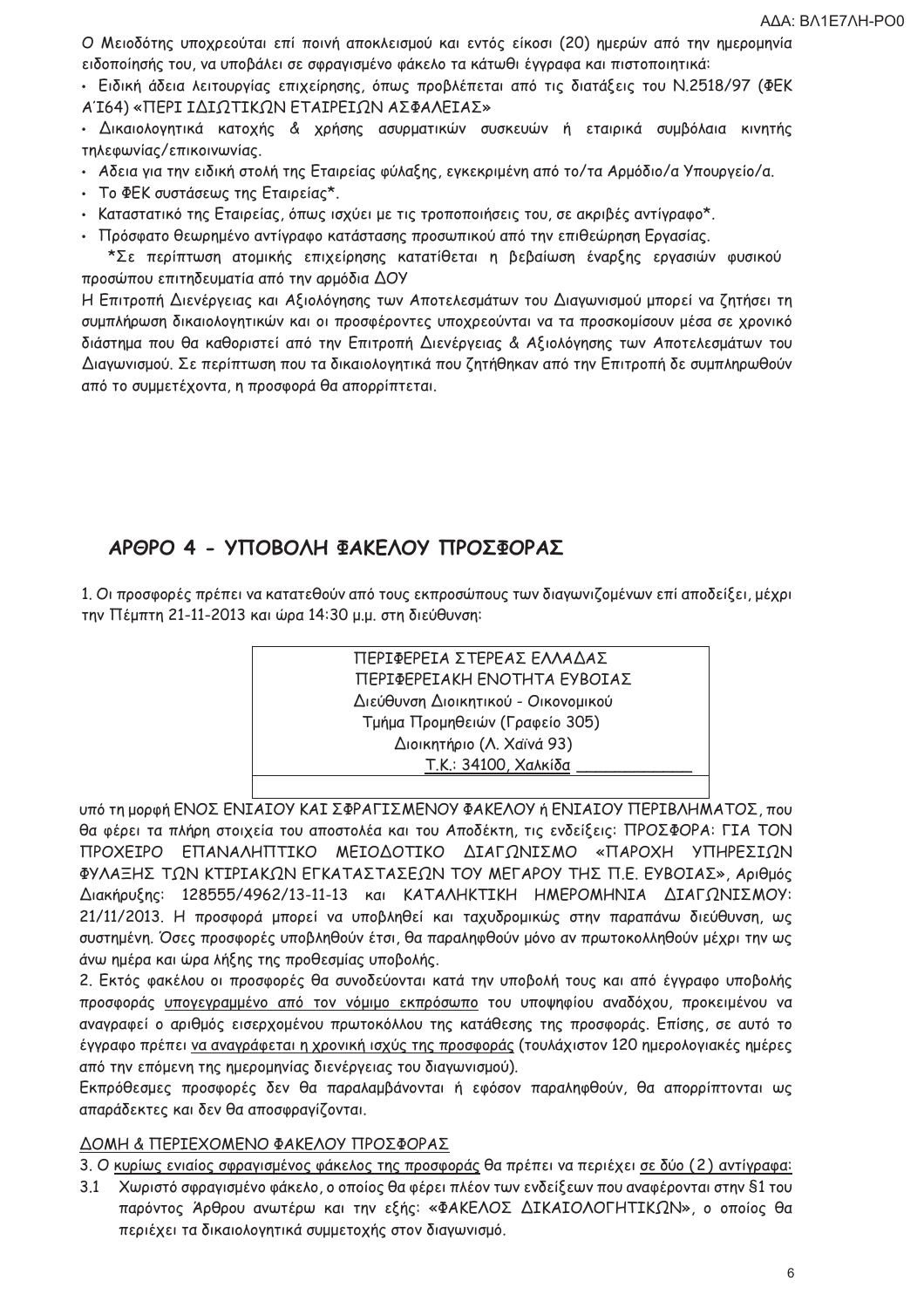Ο Μειοδότης υποχρεούται επί ποινή αποκλεισμού και εντός είκοσι (20) ημερών από την ημερομηνία ειδοποίησής του, να υποβάλει σε σφραγισμένο φάκελο τα κάτωθι έγγραφα και πιστοποιητικά:

- Ειδική άδεια λειτουργίας επιχείρησης, όπως προβλέπεται από τις διατάξεις του Ν.2518/97 (ΦΕΚ Α΄164) «ΠΕΡΙ ΙΔΙΩΤΙΚΩΝ ΕΤΑΙΡΕΙΩΝ ΑΣΦΑΛΕΙΑΣ»
- Δικαιολογητικά κατοχής & χρήσης ασυρματικών συσκευών ή εταιρικά συμβόλαια κινητής τηλεφωνίας/επικοινωνίας.
- Αδεια για την ειδική στολή της Εταιρείας φύλαξης, εγκεκριμένη από το/τα Αρμόδιο/α Υπουργείο/α.
- Το ΦΕΚ συστάσεως της Εταιρείας*.
- Καταστατικό της Εταιρείας, όπως ισχύει με τις τροποποιήσεις του, σε ακριβές αντίγραφο*.
- Πρόσφατο θεωρημένο αντίγραφο κατάστασης προσωπικού από την επιθεώρηση Εργασίας.

*Σε περίπτωση ατομικής επιχείρησης κατατίθεται η βεβαίωση έναρξης εργασιών φυσικού προσώπου επιτηδευματία από την αρμόδια ΔΟΥ

Η Επιτροπή Διενέργειας και Αξιολόγησης των Αποτελεσμάτων του Διαγωνισμού μπορεί να ζητήσει τη συμπλήρωση δικαιολογητικών και οι προσφέροντες υποχρεούνται να τα προσκομίσουν μέσα σε χρονικό διάστημα που θα καθοριστεί από την Επιτροπή Διενέργειας & Αξιολόγησης των Αποτελεσμάτων του Διαγωνισμού. Σε περίπτωση που τα δικαιολογητικά που ζητήθηκαν από την Επιτροπή δε συμπληρωθούν από το συμμετέχοντα, η προσφορά θα απορρίπτεται.

## ΑΡΘΡΟ 4 - ΥΠΟΒΟΛΗ ΦΑΚΕΛΟΥ ΠΡΟΣΦΟΡΑΣ

1. Οι προσφορές πρέπει να κατατεθούν από τους εκπροσώπους των διαγωνιζομένων επί αποδείξει, μέχρι την Πέμπτη 21-11-2013 και ώρα 14:30 μ.μ. στη διεύθυνση:

| ΠΕΡΙΦΕΡΕΙΑ ΣΤΕΡΕΑΣ ΕΛΛΑΔΑΣ<br>ΠΕΡΙΦΕΡΕΙΑΚΗ ΕΝΟΤΗΤΑ ΕΥΒΟΙΑΣ<br>Διεύθυνση Διοικητικού - Οικονομικού<br>Τμήμα Προμηθειών (Γραφείο 305)<br>Διοικητήριο (Λ. Χαϊνά 93)<br>Τ.Κ.: 34100, Χαλκίδα |
|---|

υπό τη μορφή ΕΝΟΣ ΕΝΙΑΙΟΥ ΚΑΙ ΣΦΡΑΓΙΣΜΕΝΟΥ ΦΑΚΕΛΟΥ ή ΕΝΙΑΙΟΥ ΠΕΡΙΒΛΗΜΑΤΟΣ, που θα φέρει τα πλήρη στοιχεία του αποστολέα και του Αποδέκτη, τις ενδείξεις: ΠΡΟΣΦΟΡΑ: ΓΙΑ ΤΟΝ ΠΡΟΧΕΙΡΟ ΕΠΑΝΑΛΗΠΤΙΚΟ ΜΕΙΟΔΟΤΙΚΟ ΔΙΑΓΩΝΙΣΜΟ «ΠΑΡΟΧΗ ΥΠΗΡΕΣΙΩΝ ΦΥΛΑΞΗΣ ΤΩΝ ΚΤΙΡΙΑΚΩΝ ΕΓΚΑΤΑΣΤΑΣΕΩΝ ΤΟΥ ΜΕΓΑΡΟΥ ΤΗΣ Π.Ε. ΕΥΒΟΙΑΣ», Αριθμός Διακήρυξης: 128555/4962/13-11-13 και ΚΑΤΑΛΗΚΤΙΚΗ ΗΜΕΡΟΜΗΝΙΑ ΔΙΑΓΩΝΙΣΜΟΥ: 21/11/2013. Η προσφορά μπορεί να υποβληθεί και ταχυδρομικώς στην παραπάνω διεύθυνση, ως συστημένη. Όσες προσφορές υποβληθούν έτσι, θα παραληφθούν μόνο αν πρωτοκολληθούν μέχρι την ως άνω ημέρα και ώρα λήξης της προθεσμίας υποβολής.

2. Εκτός φακέλου οι προσφορές θα συνοδεύονται κατά την υποβολή τους και από έγγραφο υποβολής προσφοράς υπογεγραμμένο από τον νόμιμο εκπρόσωπο του υποψηφίου αναδόχου, προκειμένου να αναγραφεί ο αριθμός εισερχομένου πρωτοκόλλου της κατάθεσης της προσφοράς. Επίσης, σε αυτό το έγγραφο πρέπει να αναγράφεται η χρονική ισχύς της προσφοράς (τουλάχιστον 120 ημερολογιακές ημέρες από την επόμενη της ημερομηνίας διενέργειας του διαγωνισμού).

Εκπρόθεσμες προσφορές δεν θα παραλαμβάνονται ή εφόσον παραληφθούν, θα απορρίπτονται ως απαράδεκτες και δεν θα αποσφραγίζονται.

ΔΟΜΗ & ΠΕΡΙΕΧΟΜΕΝΟ ΦΑΚΕΛΟΥ ΠΡΟΣΦΟΡΑΣ

3. Ο κυρίως ενιαίος σφραγισμένος φάκελος της προσφοράς θα πρέπει να περιέχει σε δύο (2) αντίγραφα:

3.1 Χωριστό σφραγισμένο φάκελο, ο οποίος θα φέρει πλέον των ενδείξεων που αναφέρονται στην §1 του παρόντος Άρθρου ανωτέρω και την εξής: «ΦΑΚΕΛΟΣ ΔΙΚΑΙΟΛΟΓΗΤΙΚΩΝ», ο οποίος θα περιέχει τα δικαιολογητικά συμμετοχής στον διαγωνισμό.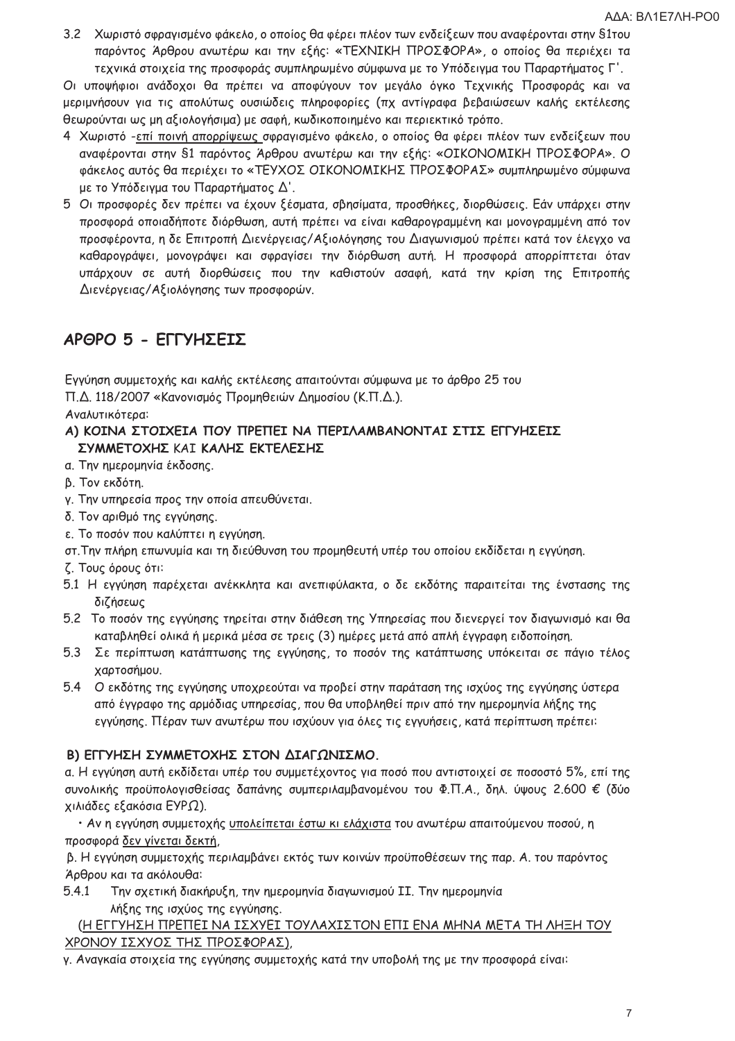3.2 Χωριστό σφραγισμένο φάκελο, ο οποίος θα φέρει πλέον των ενδείξεων που αναφέρονται στην §1του παρόντος Άρθρου ανωτέρω και την εξής: «ΤΕΧΝΙΚΗ ΠΡΟΣΦΟΡΑ», ο οποίος θα περιέχει τα τεχνικά στοιχεία της προσφοράς συμπληρωμένο σύμφωνα με το Υπόδειγμα του Παραρτήματος Γ'.

Οι υποψήφιοι ανάδοχοι θα πρέπει να αποφύγουν τον μεγάλο όγκο Τεχνικής Προσφοράς και να μεριμνήσουν για τις απολύτως ουσιώδεις πληροφορίες (πχ αντίγραφα βεβαιώσεων καλής εκτέλεσης θεωρούνται ως μη αξιολογήσιμα) με σαφή, κωδικοποιημένο και περιεκτικό τρόπο.

4 Χωριστό -<u>επί ποινή απορρίψεως</u> σφραγισμένο φάκελο, ο οποίος θα φέρει πλέον των ενδείξεων που αναφέρονται στην §1 παρόντος Άρθρου ανωτέρω και την εξής: «ΟΙΚΟΝΟΜΙΚΗ ΠΡΟΣΦΟΡΑ». Ο φάκελος αυτός θα περιέχει το «ΤΕΥΧΟΣ ΟΙΚΟΝΟΜΙΚΗΣ ΠΡΟΣΦΟΡΑΣ» συμπληρωμένο σύμφωνα με το Υπόδειγμα του Παραρτήματος Δ'.

5 Οι προσφορές δεν πρέπει να έχουν ξέσματα, σβησίματα, προσθήκες, διορθώσεις. Εάν υπάρχει στην προσφορά οποιαδήποτε διόρθωση, αυτή πρέπει να είναι καθαρογραμμένη και μονογραμμένη από τον προσφέροντα, η δε Επιτροπή Διενέργειας/Αξιολόγησης του Διαγωνισμού πρέπει κατά τον έλεγχο να καθαρογράψει, μονογράψει και σφραγίσει την διόρθωση αυτή. Η προσφορά απορρίπτεται όταν υπάρχουν σε αυτή διορθώσεις που την καθιστούν ασαφή, κατά την κρίση της Επιτροπής Διενέργειας/Αξιολόγησης των προσφορών.

## ΑΡΘΡΟ 5 - ΕΓΓΥΗΣΕΙΣ

Εγγύηση συμμετοχής και καλής εκτέλεσης απαιτούνται σύμφωνα με το άρθρο 25 του Π.Δ. 118/2007 «Κανονισμός Προμηθειών Δημοσίου (Κ.Π.Δ.).

Αναλυτικότερα:

**Α) ΚΟΙΝΑ ΣΤΟΙΧΕΙΑ ΠΟΥ ΠΡΕΠΕΙ ΝΑ ΠΕΡΙΛΑΜΒΑΝΟΝΤΑΙ ΣΤΙΣ ΕΓΓΥΗΣΕΙΣ ΣΥΜΜΕΤΟΧΗΣ ΚΑΙ ΚΑΛΗΣ ΕΚΤΕΛΕΣΗΣ**

α. Την ημερομηνία έκδοσης.

β. Τον εκδότη.

γ. Την υπηρεσία προς την οποία απευθύνεται.

δ. Τον αριθμό της εγγύησης.

ε. Το ποσόν που καλύπτει η εγγύηση.

στ. Την πλήρη επωνυμία και τη διεύθυνση του προμηθευτή υπέρ του οποίου εκδίδεται η εγγύηση.

ζ. Τους όρους ότι:

5.1 Η εγγύηση παρέχεται ανέκκλητα και ανεπιφύλακτα, ο δε εκδότης παραιτείται της ένστασης της διζήσεως

5.2 Το ποσόν της εγγύησης τηρείται στην διάθεση της Υπηρεσίας που διενεργεί τον διαγωνισμό και θα καταβληθεί ολικά ή μερικά μέσα σε τρεις (3) ημέρες μετά από απλή έγγραφη ειδοποίηση.

5.3 Σε περίπτωση κατάπτωσης της εγγύησης, το ποσόν της κατάπτωσης υπόκειται σε πάγιο τέλος χαρτοσήμου.

5.4 Ο εκδότης της εγγύησης υποχρεούται να προβεί στην παράταση της ισχύος της εγγύησης ύστερα από έγγραφο της αρμόδιας υπηρεσίας, που θα υποβληθεί πριν από την ημερομηνία λήξης της εγγύησης. Πέραν των ανωτέρω που ισχύουν για όλες τις εγγυήσεις, κατά περίπτωση πρέπει:

**Β) ΕΓΓΥΗΣΗ ΣΥΜΜΕΤΟΧΗΣ ΣΤΟΝ ΔΙΑΓΩΝΙΣΜΟ.**

α. Η εγγύηση αυτή εκδίδεται υπέρ του συμμετέχοντος για ποσό που αντιστοιχεί σε ποσοστό 5%, επί της συνολικής προϋπολογισθείσας δαπάνης συμπεριλαμβανομένου του Φ.Π.Α., δηλ. ύψους 2.600 € (δύο χιλιάδες εξακόσια ΕΥΡΩ).

- Αν η εγγύηση συμμετοχής <u>υπολείπεται έστω κι ελάχιστα</u> του ανωτέρω απαιτούμενου ποσού, η προσφορά <u>δεν γίνεται δεκτή</u>,

β. Η εγγύηση συμμετοχής περιλαμβάνει εκτός των κοινών προϋποθέσεων της παρ. Α. του παρόντος Άρθρου και τα ακόλουθα:

5.4.1 Την σχετική διακήρυξη, την ημερομηνία διαγωνισμού ΙΙ. Την ημερομηνία λήξης της ισχύος της εγγύησης.

<u>(Η ΕΓΓΥΗΣΗ ΠΡΕΠΕΙ ΝΑ ΙΣΧΥΕΙ ΤΟΥΛΑΧΙΣΤΟΝ ΕΠΙ ΕΝΑ ΜΗΝΑ ΜΕΤΑ ΤΗ ΛΗΞΗ ΤΟΥ ΧΡΟΝΟΥ ΙΣΧΥΟΣ ΤΗΣ ΠΡΟΣΦΟΡΑΣ)</u>,

γ. Αναγκαία στοιχεία της εγγύησης συμμετοχής κατά την υποβολή της με την προσφορά είναι: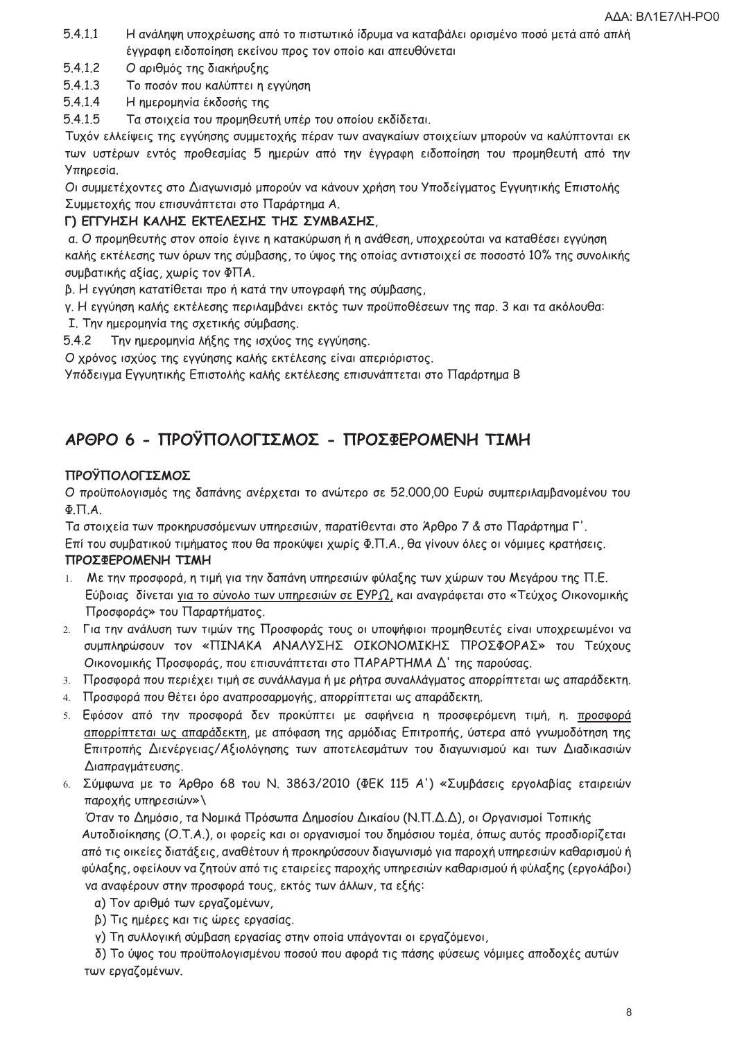5.4.1.1 Η ανάληψη υποχρέωσης από το πιστωτικό ίδρυμα να καταβάλει ορισμένο ποσό μετά από απλή έγγραφη ειδοποίηση εκείνου προς τον οποίο και απευθύνεται

5.4.1.2 Ο αριθμός της διακήρυξης

5.4.1.3 Το ποσόν που καλύπτει η εγγύηση

5.4.1.4 Η ημερομηνία έκδοσής της

5.4.1.5 Τα στοιχεία του προμηθευτή υπέρ του οποίου εκδίδεται.

Τυχόν ελλείψεις της εγγύησης συμμετοχής πέραν των αναγκαίων στοιχείων μπορούν να καλύπτονται εκ των υστέρων εντός προθεσμίας 5 ημερών από την έγγραφη ειδοποίηση του προμηθευτή από την Υπηρεσία.

Οι συμμετέχοντες στο Διαγωνισμό μπορούν να κάνουν χρήση του Υποδείγματος Εγγυητικής Επιστολής Συμμετοχής που επισυνάπτεται στο Παράρτημα Α.

**Γ) ΕΓΓΥΗΣΗ ΚΑΛΗΣ ΕΚΤΕΛΕΣΗΣ ΤΗΣ ΣΥΜΒΑΣΗΣ**,

α. Ο προμηθευτής στον οποίο έγινε η κατακύρωση ή η ανάθεση, υποχρεούται να καταθέσει εγγύηση καλής εκτέλεσης των όρων της σύμβασης, το ύψος της οποίας αντιστοιχεί σε ποσοστό 10% της συνολικής συμβατικής αξίας, χωρίς τον ΦΠΑ.

β. Η εγγύηση κατατίθεται προ ή κατά την υπογραφή της σύμβασης,

γ. Η εγγύηση καλής εκτέλεσης περιλαμβάνει εκτός των προϋποθέσεων της παρ. 3 και τα ακόλουθα:

Ι. Την ημερομηνία της σχετικής σύμβασης.

5.4.2 Την ημερομηνία λήξης της ισχύος της εγγύησης.

Ο χρόνος ισχύος της εγγύησης καλής εκτέλεσης είναι απεριόριστος.

Υπόδειγμα Εγγυητικής Επιστολής καλής εκτέλεσης επισυνάπτεται στο Παράρτημα Β

## ΑΡΘΡΟ 6 - ΠΡΟΫΠΟΛΟΓΙΣΜΟΣ - ΠΡΟΣΦΕΡΟΜΕΝΗ ΤΙΜΗ

**ΠΡΟΫΠΟΛΟΓΙΣΜΟΣ**

Ο προϋπολογισμός της δαπάνης ανέρχεται το ανώτερο σε 52.000,00 Ευρώ συμπεριλαμβανομένου του Φ.Π.Α.

Τα στοιχεία των προκηρυσσόμενων υπηρεσιών, παρατίθενται στο Άρθρο 7 & στο Παράρτημα Γ'.

Επί του συμβατικού τιμήματος που θα προκύψει χωρίς Φ.Π.Α., θα γίνουν όλες οι νόμιμες κρατήσεις.

**ΠΡΟΣΦΕΡΟΜΕΝΗ ΤΙΜΗ**

1. Με την προσφορά, η τιμή για την δαπάνη υπηρεσιών φύλαξης των χώρων του Μεγάρου της Π.Ε. Εύβοιας δίνεται <u>για το σύνολο των υπηρεσιών σε ΕΥΡΩ</u>, και αναγράφεται στο «Τεύχος Οικονομικής Προσφοράς» του Παραρτήματος.
2. Για την ανάλυση των τιμών της Προσφοράς τους οι υποψήφιοι προμηθευτές είναι υποχρεωμένοι να συμπληρώσουν τον «ΠΙΝΑΚΑ ΑΝΑΛΥΣΗΣ ΟΙΚΟΝΟΜΙΚΗΣ ΠΡΟΣΦΟΡΑΣ» του Τεύχους Οικονομικής Προσφοράς, που επισυνάπτεται στο ΠΑΡΑΡΤΗΜΑ Δ' της παρούσας.
3. Προσφορά που περιέχει τιμή σε συνάλλαγμα ή με ρήτρα συναλλάγματος απορρίπτεται ως απαράδεκτη.
4. Προσφορά που θέτει όρο αναπροσαρμογής, απορρίπτεται ως απαράδεκτη.
5. Εφόσον από την προσφορά δεν προκύπτει με σαφήνεια η προσφερόμενη τιμή, η. <u>προσφορά απορρίπτεται ως απαράδεκτη</u>, με απόφαση της αρμόδιας Επιτροπής, ύστερα από γνωμοδότηση της Επιτροπής Διενέργειας/Αξιολόγησης των αποτελεσμάτων του διαγωνισμού και των Διαδικασιών Διαπραγμάτευσης.
6. Σύμφωνα με το Άρθρο 68 του Ν. 3863/2010 (ΦΕΚ 115 Α') «Συμβάσεις εργολαβίας εταιρειών παροχής υπηρεσιών»\

   Όταν το Δημόσιο, τα Νομικά Πρόσωπα Δημοσίου Δικαίου (Ν.Π.Δ.Δ), οι Οργανισμοί Τοπικής Αυτοδιοίκησης (Ο.Τ.Α.), οι φορείς και οι οργανισμοί του δημόσιου τομέα, όπως αυτός προσδιορίζεται από τις οικείες διατάξεις, αναθέτουν ή προκηρύσσουν διαγωνισμό για παροχή υπηρεσιών καθαρισμού ή φύλαξης, οφείλουν να ζητούν από τις εταιρείες παροχής υπηρεσιών καθαρισμού ή φύλαξης (εργολάβοι) να αναφέρουν στην προσφορά τους, εκτός των άλλων, τα εξής:

   α) Τον αριθμό των εργαζομένων,

   β) Τις ημέρες και τις ώρες εργασίας.

   γ) Τη συλλογική σύμβαση εργασίας στην οποία υπάγονται οι εργαζόμενοι,

   δ) Το ύψος του προϋπολογισμένου ποσού που αφορά τις πάσης φύσεως νόμιμες αποδοχές αυτών των εργαζομένων.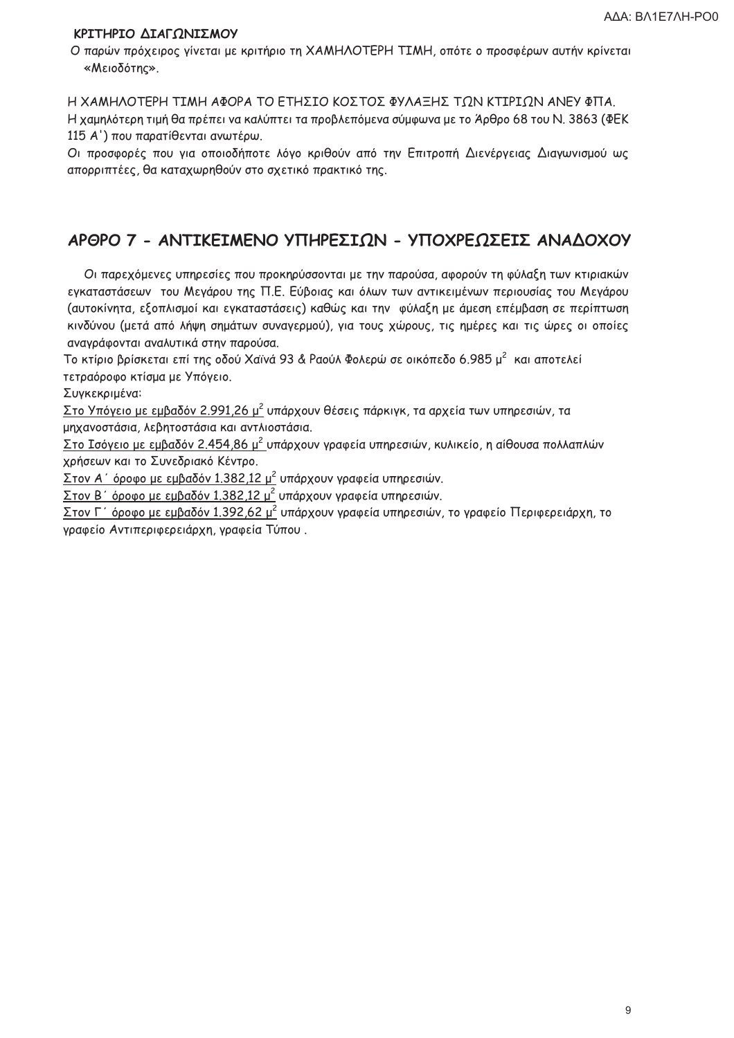**ΚΡΙΤΗΡΙΟ ΔΙΑΓΩΝΙΣΜΟΥ**

Ο παρών πρόχειρος γίνεται με κριτήριο τη ΧΑΜΗΛΟΤΕΡΗ ΤΙΜΗ, οπότε ο προσφέρων αυτήν κρίνεται «Μειοδότης».

Η ΧΑΜΗΛΟΤΕΡΗ ΤΙΜΗ ΑΦΟΡΑ ΤΟ ΕΤΗΣΙΟ ΚΟΣΤΟΣ ΦΥΛΑΞΗΣ ΤΩΝ ΚΤΙΡΙΩΝ ΑΝΕΥ ΦΠΑ.

Η χαμηλότερη τιμή θα πρέπει να καλύπτει τα προβλεπόμενα σύμφωνα με το Άρθρο 68 του Ν. 3863 (ΦΕΚ 115 Α') που παρατίθενται ανωτέρω.

Οι προσφορές που για οποιοδήποτε λόγο κριθούν από την Επιτροπή Διενέργειας Διαγωνισμού ως απορριπτέες, θα καταχωρηθούν στο σχετικό πρακτικό της.

## ΑΡΘΡΟ 7 - ΑΝΤΙΚΕΙΜΕΝΟ ΥΠΗΡΕΣΙΩΝ - ΥΠΟΧΡΕΩΣΕΙΣ ΑΝΑΔΟΧΟΥ

Οι παρεχόμενες υπηρεσίες που προκηρύσσονται με την παρούσα, αφορούν τη φύλαξη των κτιριακών εγκαταστάσεων του Μεγάρου της Π.Ε. Εύβοιας και όλων των αντικειμένων περιουσίας του Μεγάρου (αυτοκίνητα, εξοπλισμοί και εγκαταστάσεις) καθώς και την φύλαξη με άμεση επέμβαση σε περίπτωση κινδύνου (μετά από λήψη σημάτων συναγερμού), για τους χώρους, τις ημέρες και τις ώρες οι οποίες αναγράφονται αναλυτικά στην παρούσα.

Το κτίριο βρίσκεται επί της οδού Χαϊνά 93 & Ραούλ Φολερώ σε οικόπεδο 6.985 μ$^2$ και αποτελεί τετραόροφο κτίσμα με Υπόγειο.

Συγκεκριμένα:

<u>Στο Υπόγειο με εμβαδόν 2.991,26 μ$^2$</u> υπάρχουν θέσεις πάρκιγκ, τα αρχεία των υπηρεσιών, τα μηχανοστάσια, λεβητοστάσια και αντλιοστάσια.

<u>Στο Ισόγειο με εμβαδόν 2.454,86 μ$^2$</u> υπάρχουν γραφεία υπηρεσιών, κυλικείο, η αίθουσα πολλαπλών χρήσεων και το Συνεδριακό Κέντρο.

<u>Στον Α΄ όροφο με εμβαδόν 1.382,12 μ$^2$</u> υπάρχουν γραφεία υπηρεσιών.

<u>Στον Β΄ όροφο με εμβαδόν 1.382,12 μ$^2$</u> υπάρχουν γραφεία υπηρεσιών.

<u>Στον Γ΄ όροφο με εμβαδόν 1.392,62 μ$^2$</u> υπάρχουν γραφεία υπηρεσιών, το γραφείο Περιφερειάρχη, το γραφείο Αντιπεριφερειάρχη, γραφεία Τύπου .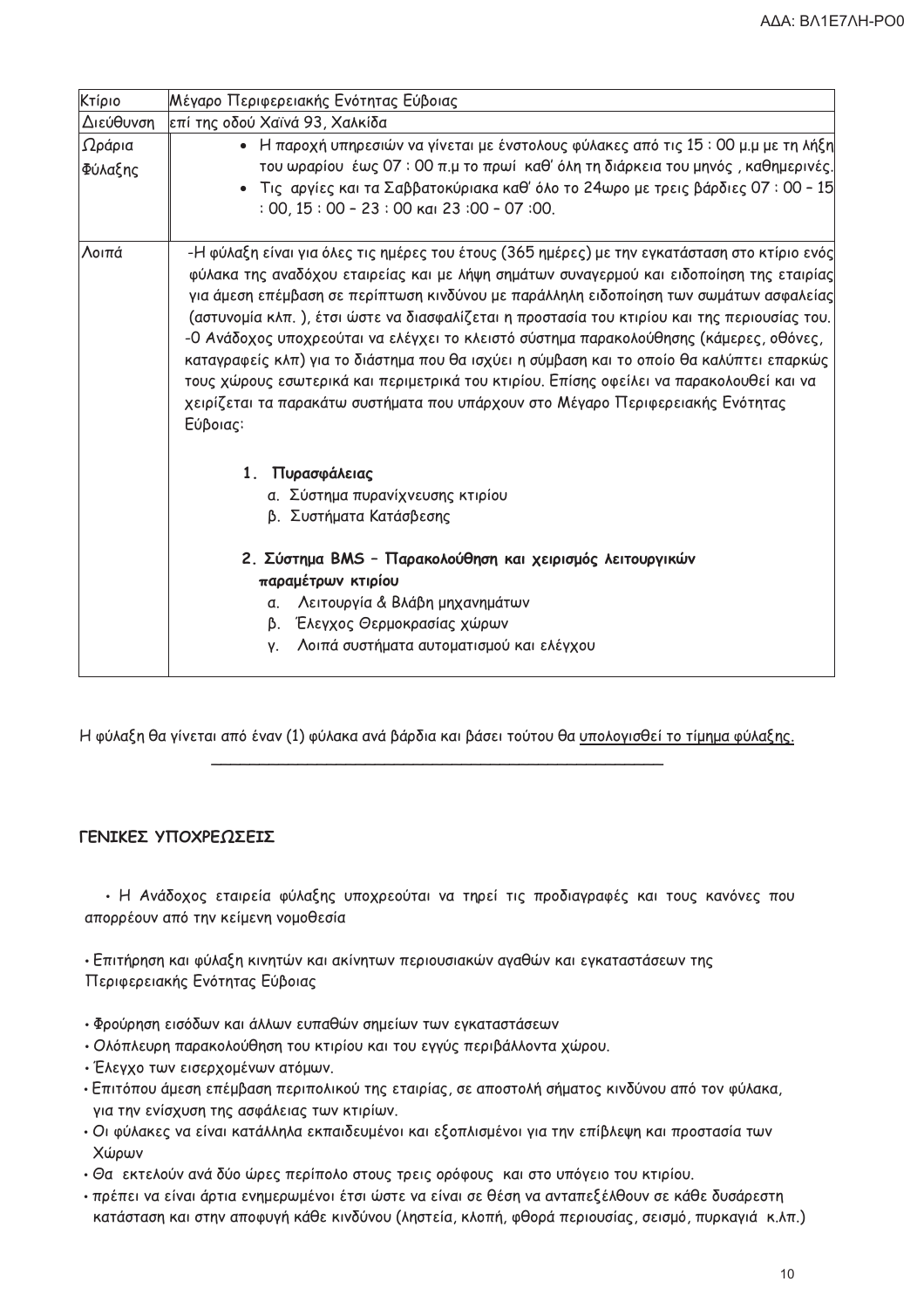| Κτίριο | Μέγαρο Περιφερειακής Ενότητας Εύβοιας |
|---|---|
| Διεύθυνση | επί της οδού Χαϊνά 93, Χαλκίδα |
| Ωράρια Φύλαξης | • Η παροχή υπηρεσιών να γίνεται με ένστολους φύλακες από τις 15 : 00 μ.μ με τη λήξη του ωραρίου έως 07 : 00 π.μ το πρωί καθ' όλη τη διάρκεια του μηνός , καθημερινές.<br>• Τις αργίες και τα Σαββατοκύριακα καθ' όλο το 24ωρο με τρεις βάρδιες 07 : 00 – 15 : 00, 15 : 00 – 23 : 00 και 23 :00 – 07 :00. |
| Λοιπά | -Η φύλαξη είναι για όλες τις ημέρες του έτους (365 ημέρες) με την εγκατάσταση στο κτίριο ενός φύλακα της αναδόχου εταιρείας και με λήψη σημάτων συναγερμού και ειδοποίηση της εταιρίας για άμεση επέμβαση σε περίπτωση κινδύνου με παράλληλη ειδοποίηση των σωμάτων ασφαλείας (αστυνομία κλπ. ), έτσι ώστε να διασφαλίζεται η προστασία του κτιρίου και της περιουσίας του.<br>-Ο Ανάδοχος υποχρεούται να ελέγχει το κλειστό σύστημα παρακολούθησης (κάμερες, οθόνες, καταγραφείς κλπ) για το διάστημα που θα ισχύει η σύμβαση και το οποίο θα καλύπτει επαρκώς τους χώρους εσωτερικά και περιμετρικά του κτιρίου. Επίσης οφείλει να παρακολουθεί και να χειρίζεται τα παρακάτω συστήματα που υπάρχουν στο Μέγαρο Περιφερειακής Ενότητας Εύβοιας:<br><br>**1. Πυρασφάλειας**<br>α. Σύστημα πυρανίχνευσης κτιρίου<br>β. Συστήματα Κατάσβεσης<br><br>**2. Σύστημα BMS – Παρακολούθηση και χειρισμός λειτουργικών παραμέτρων κτιρίου**<br>α. Λειτουργία & Βλάβη μηχανημάτων<br>β. Έλεγχος Θερμοκρασίας χώρων<br>γ. Λοιπά συστήματα αυτοματισμού και ελέγχου |

Η φύλαξη θα γίνεται από έναν (1) φύλακα ανά βάρδια και βάσει τούτου θα υπολογισθεί το τίμημα φύλαξης.

---

## ΓΕΝΙΚΕΣ ΥΠΟΧΡΕΩΣΕΙΣ

• Η Ανάδοχος εταιρεία φύλαξης υποχρεούται να τηρεί τις προδιαγραφές και τους κανόνες που απορρέουν από την κείμενη νομοθεσία

• Επιτήρηση και φύλαξη κινητών και ακίνητων περιουσιακών αγαθών και εγκαταστάσεων της Περιφερειακής Ενότητας Εύβοιας

• Φρούρηση εισόδων και άλλων ευπαθών σημείων των εγκαταστάσεων
• Ολόπλευρη παρακολούθηση του κτιρίου και του εγγύς περιβάλλοντα χώρου.
• Έλεγχο των εισερχομένων ατόμων.
• Επιτόπου άμεση επέμβαση περιπολικού της εταιρίας, σε αποστολή σήματος κινδύνου από τον φύλακα, για την ενίσχυση της ασφάλειας των κτιρίων.
• Οι φύλακες να είναι κατάλληλα εκπαιδευμένοι και εξοπλισμένοι για την επίβλεψη και προστασία των Χώρων
• Θα εκτελούν ανά δύο ώρες περίπολο στους τρεις ορόφους και στο υπόγειο του κτιρίου.
• πρέπει να είναι άρτια ενημερωμένοι έτσι ώστε να είναι σε θέση να ανταπεξέλθουν σε κάθε δυσάρεστη κατάσταση και στην αποφυγή κάθε κινδύνου (ληστεία, κλοπή, φθορά περιουσίας, σεισμό, πυρκαγιά κ.λπ.)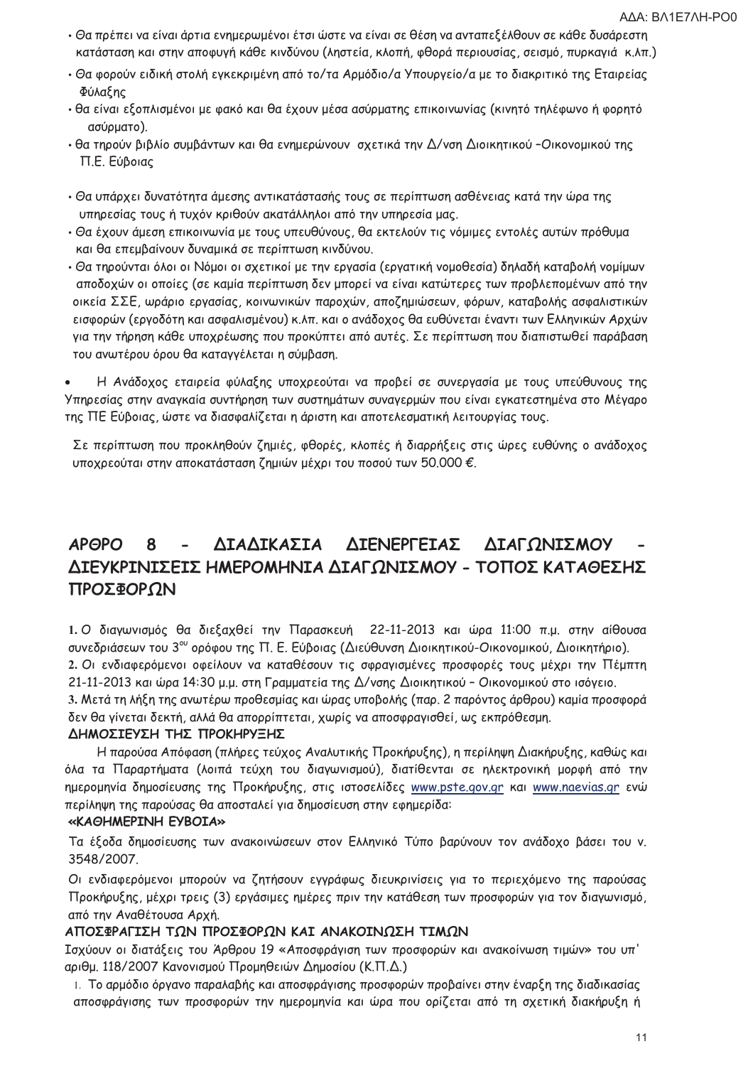- Θα πρέπει να είναι άρτια ενημερωμένοι έτσι ώστε να είναι σε θέση να ανταπεξέλθουν σε κάθε δυσάρεστη κατάσταση και στην αποφυγή κάθε κινδύνου (ληστεία, κλοπή, φθορά περιουσίας, σεισμό, πυρκαγιά κ.λπ.)
- Θα φορούν ειδική στολή εγκεκριμένη από το/τα Αρμόδιο/α Υπουργείο/α με το διακριτικό της Εταιρείας Φύλαξης
- θα είναι εξοπλισμένοι με φακό και θα έχουν μέσα ασύρματης επικοινωνίας (κινητό τηλέφωνο ή φορητό ασύρματο).
- θα τηρούν βιβλίο συμβάντων και θα ενημερώνουν σχετικά την Δ/νση Διοικητικού –Οικονομικού της Π.Ε. Εύβοιας
- Θα υπάρχει δυνατότητα άμεσης αντικατάστασής τους σε περίπτωση ασθένειας κατά την ώρα της υπηρεσίας τους ή τυχόν κριθούν ακατάλληλοι από την υπηρεσία μας.
- Θα έχουν άμεση επικοινωνία με τους υπευθύνους, θα εκτελούν τις νόμιμες εντολές αυτών πρόθυμα και θα επεμβαίνουν δυναμικά σε περίπτωση κινδύνου.
- Θα τηρούνται όλοι οι Νόμοι οι σχετικοί με την εργασία (εργατική νομοθεσία) δηλαδή καταβολή νομίμων αποδοχών οι οποίες (σε καμία περίπτωση δεν μπορεί να είναι κατώτερες των προβλεπομένων από την οικεία ΣΣΕ, ωράριο εργασίας, κοινωνικών παροχών, αποζημιώσεων, φόρων, καταβολής ασφαλιστικών εισφορών (εργοδότη και ασφαλισμένου) κ.λπ. και ο ανάδοχος θα ευθύνεται έναντι των Ελληνικών Αρχών για την τήρηση κάθε υποχρέωσης που προκύπτει από αυτές. Σε περίπτωση που διαπιστωθεί παράβαση του ανωτέρου όρου θα καταγγέλεται η σύμβαση.

- Η Ανάδοχος εταιρεία φύλαξης υποχρεούται να προβεί σε συνεργασία με τους υπεύθυνους της Υπηρεσίας στην αναγκαία συντήρηση των συστημάτων συναγερμών που είναι εγκατεστημένα στο Μέγαρο της ΠΕ Εύβοιας, ώστε να διασφαλίζεται η άριστη και αποτελεσματική λειτουργίας τους.

Σε περίπτωση που προκληθούν ζημιές, φθορές, κλοπές ή διαρρήξεις στις ώρες ευθύνης ο ανάδοχος υποχρεούται στην αποκατάσταση ζημιών μέχρι του ποσού των 50.000 €.

## ΑΡΘΡΟ 8 - ΔΙΑΔΙΚΑΣΙΑ ΔΙΕΝΕΡΓΕΙΑΣ ΔΙΑΓΩΝΙΣΜΟΥ - ΔΙΕΥΚΡΙΝΙΣΕΙΣ ΗΜΕΡΟΜΗΝΙΑ ΔΙΑΓΩΝΙΣΜΟΥ - ΤΟΠΟΣ ΚΑΤΑΘΕΣΗΣ ΠΡΟΣΦΟΡΩΝ

**1.** Ο διαγωνισμός θα διεξαχθεί την Παρασκευή 22-11-2013 και ώρα 11:00 π.μ. στην αίθουσα συνεδριάσεων του 3ου ορόφου της Π. Ε. Εύβοιας (Διεύθυνση Διοικητικού-Οικονομικού, Διοικητήριο).
**2.** Οι ενδιαφερόμενοι οφείλουν να καταθέσουν τις σφραγισμένες προσφορές τους μέχρι την Πέμπτη 21-11-2013 και ώρα 14:30 μ.μ. στη Γραμματεία της Δ/νσης Διοικητικού – Οικονομικού στο ισόγειο.
**3.** Μετά τη λήξη της ανωτέρω προθεσμίας και ώρας υποβολής (παρ. 2 παρόντος άρθρου) καμία προσφορά δεν θα γίνεται δεκτή, αλλά θα απορρίπτεται, χωρίς να αποσφραγισθεί, ως εκπρόθεσμη.

**ΔΗΜΟΣΙΕΥΣΗ ΤΗΣ ΠΡΟΚΗΡΥΞΗΣ**

Η παρούσα Απόφαση (πλήρες τεύχος Αναλυτικής Προκήρυξης), η περίληψη Διακήρυξης, καθώς και όλα τα Παραρτήματα (λοιπά τεύχη του διαγωνισμού), διατίθενται σε ηλεκτρονική μορφή από την ημερομηνία δημοσίευσης της Προκήρυξης, στις ιστοσελίδες www.pste.gov.gr και www.naevias.gr ενώ περίληψη της παρούσας θα αποσταλεί για δημοσίευση στην εφημερίδα:

**«ΚΑΘΗΜΕΡΙΝΗ ΕΥΒΟΙΑ»**

Τα έξοδα δημοσίευσης των ανακοινώσεων στον Ελληνικό Τύπο βαρύνουν τον ανάδοχο βάσει του ν. 3548/2007.

Οι ενδιαφερόμενοι μπορούν να ζητήσουν εγγράφως διευκρινίσεις για το περιεχόμενο της παρούσας Προκήρυξης, μέχρι τρεις (3) εργάσιμες ημέρες πριν την κατάθεση των προσφορών για τον διαγωνισμό, από την Αναθέτουσα Αρχή.

**ΑΠΟΣΦΡΑΓΙΣΗ ΤΩΝ ΠΡΟΣΦΟΡΩΝ ΚΑΙ ΑΝΑΚΟΙΝΩΣΗ ΤΙΜΩΝ**

Ισχύουν οι διατάξεις του Άρθρου 19 «Αποσφράγιση των προσφορών και ανακοίνωση τιμών» του υπ' αριθμ. 118/2007 Κανονισμού Προμηθειών Δημοσίου (Κ.Π.Δ.)

1. Το αρμόδιο όργανο παραλαβής και αποσφράγισης προσφορών προβαίνει στην έναρξη της διαδικασίας αποσφράγισης των προσφορών την ημερομηνία και ώρα που ορίζεται από τη σχετική διακήρυξη ή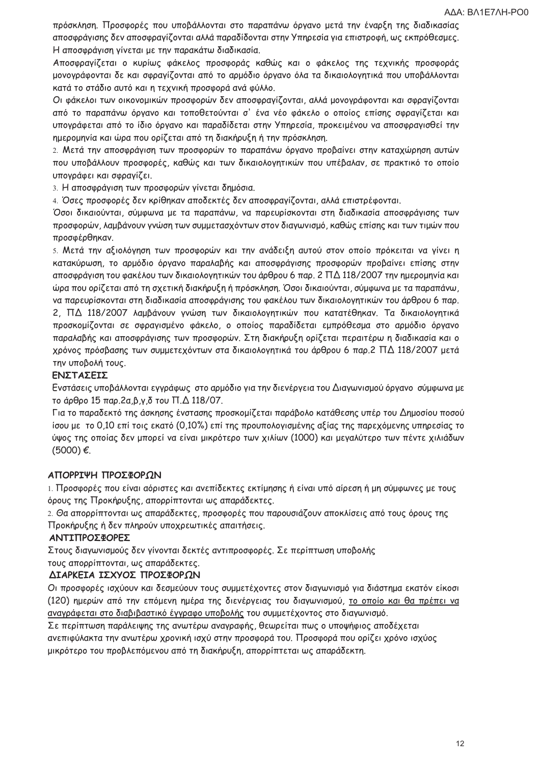πρόσκληση. Προσφορές που υποβάλλονται στο παραπάνω όργανο μετά την έναρξη της διαδικασίας αποσφράγισης δεν αποσφραγίζονται αλλά παραδίδονται στην Υπηρεσία για επιστροφή, ως εκπρόθεσμες. Η αποσφράγιση γίνεται με την παρακάτω διαδικασία.

Αποσφραγίζεται ο κυρίως φάκελος προσφοράς καθώς και ο φάκελος της τεχνικής προσφοράς μονογράφονται δε και σφραγίζονται από το αρμόδιο όργανο όλα τα δικαιολογητικά που υποβάλλονται κατά το στάδιο αυτό και η τεχνική προσφορά ανά φύλλο.

Οι φάκελοι των οικονομικών προσφορών δεν αποσφραγίζονται, αλλά μονογράφονται και σφραγίζονται από το παραπάνω όργανο και τοποθετούνται σ' ένα νέο φάκελο ο οποίος επίσης σφραγίζεται και υπογράφεται από το ίδιο όργανο και παραδίδεται στην Υπηρεσία, προκειμένου να αποσφραγισθεί την ημερομηνία και ώρα που ορίζεται από τη διακήρυξη ή την πρόσκληση.

2. Μετά την αποσφράγιση των προσφορών το παραπάνω όργανο προβαίνει στην καταχώρηση αυτών που υποβάλλουν προσφορές, καθώς και των δικαιολογητικών που υπέβαλαν, σε πρακτικό το οποίο υπογράφει και σφραγίζει.

3. Η αποσφράγιση των προσφορών γίνεται δημόσια.

4. Όσες προσφορές δεν κρίθηκαν αποδεκτές δεν αποσφραγίζονται, αλλά επιστρέφονται.

Όσοι δικαιούνται, σύμφωνα με τα παραπάνω, να παρευρίσκονται στη διαδικασία αποσφράγισης των προσφορών, λαμβάνουν γνώση των συμμετασχόντων στον διαγωνισμό, καθώς επίσης και των τιμών που προσφέρθηκαν.

5. Μετά την αξιολόγηση των προσφορών και την ανάδειξη αυτού στον οποίο πρόκειται να γίνει η κατακύρωση, το αρμόδιο όργανο παραλαβής και αποσφράγισης προσφορών προβαίνει επίσης στην αποσφράγιση του φακέλου των δικαιολογητικών του άρθρου 6 παρ. 2 ΠΔ 118/2007 την ημερομηνία και ώρα που ορίζεται από τη σχετική διακήρυξη ή πρόσκληση. Όσοι δικαιούνται, σύμφωνα με τα παραπάνω, να παρευρίσκονται στη διαδικασία αποσφράγισης του φακέλου των δικαιολογητικών του άρθρου 6 παρ. 2, ΠΔ 118/2007 λαμβάνουν γνώση των δικαιολογητικών που κατατέθηκαν. Τα δικαιολογητικά προσκομίζονται σε σφραγισμένο φάκελο, ο οποίος παραδίδεται εμπρόθεσμα στο αρμόδιο όργανο παραλαβής και αποσφράγισης των προσφορών. Στη διακήρυξη ορίζεται περαιτέρω η διαδικασία και ο χρόνος πρόσβασης των συμμετεχόντων στα δικαιολογητικά του άρθρου 6 παρ.2 ΠΔ 118/2007 μετά την υποβολή τους.

**ΕΝΣΤΑΣΕΙΣ**

Ενστάσεις υποβάλλονται εγγράφως στο αρμόδιο για την διενέργεια του Διαγωνισμού όργανο σύμφωνα με το άρθρο 15 παρ.2α,β,γ,δ του Π.Δ 118/07.

Για το παραδεκτό της άσκησης ένστασης προσκομίζεται παράβολο κατάθεσης υπέρ του Δημοσίου ποσού ίσου με το 0,10 επί τοις εκατό (0,10%) επί της προυπολογισμένης αξίας της παρεχόμενης υπηρεσίας το ύψος της οποίας δεν μπορεί να είναι μικρότερο των χιλίων (1000) και μεγαλύτερο των πέντε χιλιάδων (5000) €.

**ΑΠΟΡΡΙΨΗ ΠΡΟΣΦΟΡΩΝ**

1. Προσφορές που είναι αόριστες και ανεπίδεκτες εκτίμησης ή είναι υπό αίρεση ή μη σύμφωνες με τους όρους της Προκήρυξης, απορρίπτονται ως απαράδεκτες.

2. Θα απορρίπτονται ως απαράδεκτες, προσφορές που παρουσιάζουν αποκλίσεις από τους όρους της Προκήρυξης ή δεν πληρούν υποχρεωτικές απαιτήσεις.

**ΑΝΤΙΠΡΟΣΦΟΡΕΣ**

Στους διαγωνισμούς δεν γίνονται δεκτές αντιπροσφορές. Σε περίπτωση υποβολής τους απορρίπτονται, ως απαράδεκτες.

**ΔΙΑΡΚΕΙΑ ΙΣΧΥΟΣ ΠΡΟΣΦΟΡΩΝ**

Οι προσφορές ισχύουν και δεσμεύουν τους συμμετέχοντες στον διαγωνισμό για διάστημα εκατόν είκοσι (120) ημερών από την επόμενη ημέρα της διενέργειας του διαγωνισμού, το οποίο και θα πρέπει να αναγράφεται στο διαβιβαστικό έγγραφο υποβολής του συμμετέχοντος στο διαγωνισμό.

Σε περίπτωση παράλειψης της ανωτέρω αναγραφής, θεωρείται πως ο υποψήφιος αποδέχεται ανεπιφύλακτα την ανωτέρω χρονική ισχύ στην προσφορά του. Προσφορά που ορίζει χρόνο ισχύος μικρότερο του προβλεπόμενου από τη διακήρυξη, απορρίπτεται ως απαράδεκτη.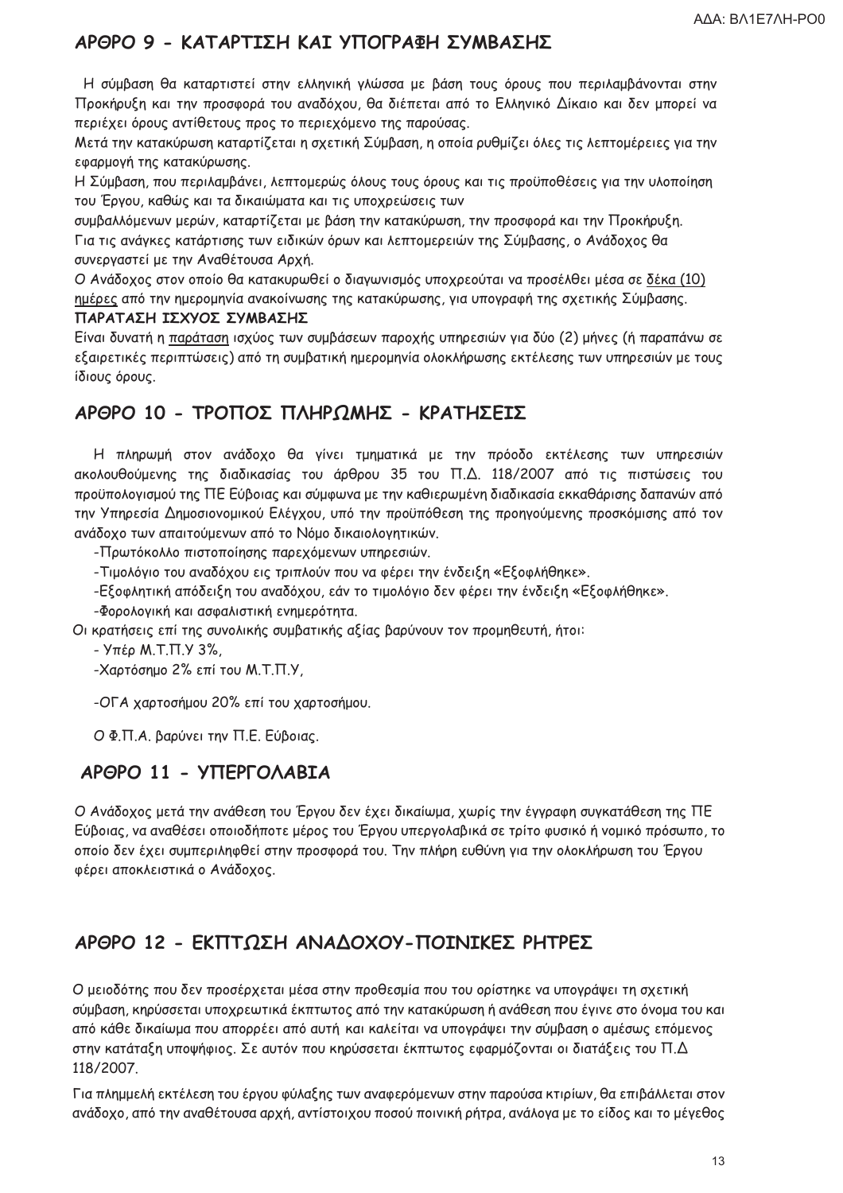## ΑΡΘΡΟ 9 - ΚΑΤΑΡΤΙΣΗ ΚΑΙ ΥΠΟΓΡΑΦΗ ΣΥΜΒΑΣΗΣ

Η σύμβαση θα καταρτιστεί στην ελληνική γλώσσα με βάση τους όρους που περιλαμβάνονται στην Προκήρυξη και την προσφορά του αναδόχου, θα διέπεται από το Ελληνικό Δίκαιο και δεν μπορεί να περιέχει όρους αντίθετους προς το περιεχόμενο της παρούσας.

Μετά την κατακύρωση καταρτίζεται η σχετική Σύμβαση, η οποία ρυθμίζει όλες τις λεπτομέρειες για την εφαρμογή της κατακύρωσης.

Η Σύμβαση, που περιλαμβάνει, λεπτομερώς όλους τους όρους και τις προϋποθέσεις για την υλοποίηση του Έργου, καθώς και τα δικαιώματα και τις υποχρεώσεις των συμβαλλόμενων μερών, καταρτίζεται με βάση την κατακύρωση, την προσφορά και την Προκήρυξη.

Για τις ανάγκες κατάρτισης των ειδικών όρων και λεπτομερειών της Σύμβασης, ο Ανάδοχος θα συνεργαστεί με την Αναθέτουσα Αρχή.

Ο Ανάδοχος στον οποίο θα κατακυρωθεί ο διαγωνισμός υποχρεούται να προσέλθει μέσα σε δέκα (10) ημέρες από την ημερομηνία ανακοίνωσης της κατακύρωσης, για υπογραφή της σχετικής Σύμβασης.

**ΠΑΡΑΤΑΣΗ ΙΣΧΥΟΣ ΣΥΜΒΑΣΗΣ**

Είναι δυνατή η παράταση ισχύος των συμβάσεων παροχής υπηρεσιών για δύο (2) μήνες (ή παραπάνω σε εξαιρετικές περιπτώσεις) από τη συμβατική ημερομηνία ολοκλήρωσης εκτέλεσης των υπηρεσιών με τους ίδιους όρους.

## ΑΡΘΡΟ 10 - ΤΡΟΠΟΣ ΠΛΗΡΩΜΗΣ - ΚΡΑΤΗΣΕΙΣ

Η πληρωμή στον ανάδοχο θα γίνει τμηματικά με την πρόοδο εκτέλεσης των υπηρεσιών ακολουθούμενης της διαδικασίας του άρθρου 35 του Π.Δ. 118/2007 από τις πιστώσεις του προϋπολογισμού της ΠΕ Εύβοιας και σύμφωνα με την καθιερωμένη διαδικασία εκκαθάρισης δαπανών από την Υπηρεσία Δημοσιονομικού Ελέγχου, υπό την προϋπόθεση της προηγούμενης προσκόμισης από τον ανάδοχο των απαιτούμενων από το Νόμο δικαιολογητικών.

- Πρωτόκολλο πιστοποίησης παρεχόμενων υπηρεσιών.
- Τιμολόγιο του αναδόχου εις τριπλούν που να φέρει την ένδειξη «Εξοφλήθηκε».
- Εξοφλητική απόδειξη του αναδόχου, εάν το τιμολόγιο δεν φέρει την ένδειξη «Εξοφλήθηκε».
- Φορολογική και ασφαλιστική ενημερότητα.

Οι κρατήσεις επί της συνολικής συμβατικής αξίας βαρύνουν τον προμηθευτή, ήτοι:

- Υπέρ Μ.Τ.Π.Υ 3%,
- Χαρτόσημο 2% επί του Μ.Τ.Π.Υ,
- ΟΓΑ χαρτοσήμου 20% επί του χαρτοσήμου.

Ο Φ.Π.Α. βαρύνει την Π.Ε. Εύβοιας.

## ΑΡΘΡΟ 11 - ΥΠΕΡΓΟΛΑΒΙΑ

Ο Ανάδοχος μετά την ανάθεση του Έργου δεν έχει δικαίωμα, χωρίς την έγγραφη συγκατάθεση της ΠΕ Εύβοιας, να αναθέσει οποιοδήποτε μέρος του Έργου υπεργολαβικά σε τρίτο φυσικό ή νομικό πρόσωπο, το οποίο δεν έχει συμπεριληφθεί στην προσφορά του. Την πλήρη ευθύνη για την ολοκλήρωση του Έργου φέρει αποκλειστικά ο Ανάδοχος.

## ΑΡΘΡΟ 12 - ΕΚΠΤΩΣΗ ΑΝΑΔΟΧΟΥ-ΠΟΙΝΙΚΕΣ ΡΗΤΡΕΣ

Ο μειοδότης που δεν προσέρχεται μέσα στην προθεσμία που του ορίστηκε να υπογράψει τη σχετική σύμβαση, κηρύσσεται υποχρεωτικά έκπτωτος από την κατακύρωση ή ανάθεση που έγινε στο όνομα του και από κάθε δικαίωμα που απορρέει από αυτή και καλείται να υπογράψει την σύμβαση ο αμέσως επόμενος στην κατάταξη υποψήφιος. Σε αυτόν που κηρύσσεται έκπτωτος εφαρμόζονται οι διατάξεις του Π.Δ 118/2007.

Για πλημμελή εκτέλεση του έργου φύλαξης των αναφερόμενων στην παρούσα κτιρίων, θα επιβάλλεται στον ανάδοχο, από την αναθέτουσα αρχή, αντίστοιχου ποσού ποινική ρήτρα, ανάλογα με το είδος και το μέγεθος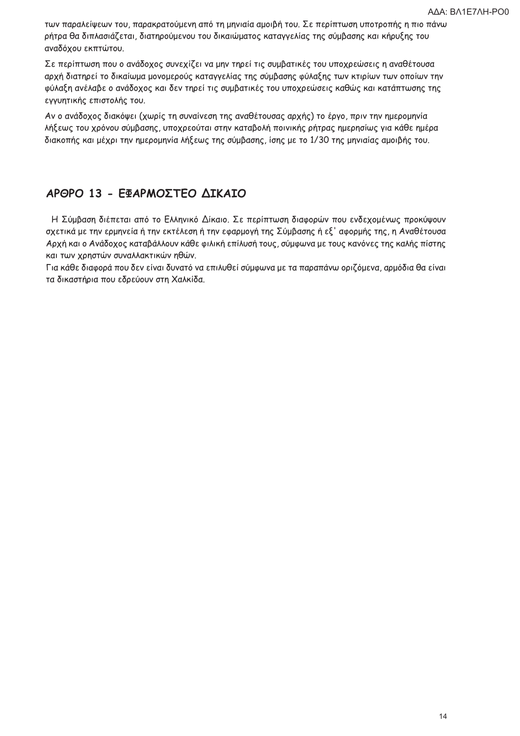των παραλείψεων του, παρακρατούμενη από τη μηνιαία αμοιβή του. Σε περίπτωση υποτροπής η πιο πάνω ρήτρα θα διπλασιάζεται, διατηρούμενου του δικαιώματος καταγγελίας της σύμβασης και κήρυξης του αναδόχου εκπτώτου.

Σε περίπτωση που ο ανάδοχος συνεχίζει να μην τηρεί τις συμβατικές του υποχρεώσεις η αναθέτουσα αρχή διατηρεί το δικαίωμα μονομερούς καταγγελίας της σύμβασης φύλαξης των κτιρίων των οποίων την φύλαξη ανέλαβε ο ανάδοχος και δεν τηρεί τις συμβατικές του υποχρεώσεις καθώς και κατάπτωσης της εγγυητικής επιστολής του.

Αν ο ανάδοχος διακόψει (χωρίς τη συναίνεση της αναθέτουσας αρχής) το έργο, πριν την ημερομηνία λήξεως του χρόνου σύμβασης, υποχρεούται στην καταβολή ποινικής ρήτρας ημερησίως για κάθε ημέρα διακοπής και μέχρι την ημερομηνία λήξεως της σύμβασης, ίσης με το 1/30 της μηνιαίας αμοιβής του.

## ΑΡΘΡΟ 13 - ΕΦΑΡΜΟΣΤΕΟ ΔΙΚΑΙΟ

Η Σύμβαση διέπεται από το Ελληνικό Δίκαιο. Σε περίπτωση διαφορών που ενδεχομένως προκύψουν σχετικά με την ερμηνεία ή την εκτέλεση ή την εφαρμογή της Σύμβασης ή εξ' αφορμής της, η Αναθέτουσα Αρχή και ο Ανάδοχος καταβάλλουν κάθε φιλική επίλυσή τους, σύμφωνα με τους κανόνες της καλής πίστης και των χρηστών συναλλακτικών ηθών.

Για κάθε διαφορά που δεν είναι δυνατό να επιλυθεί σύμφωνα με τα παραπάνω οριζόμενα, αρμόδια θα είναι τα δικαστήρια που εδρεύουν στη Χαλκίδα.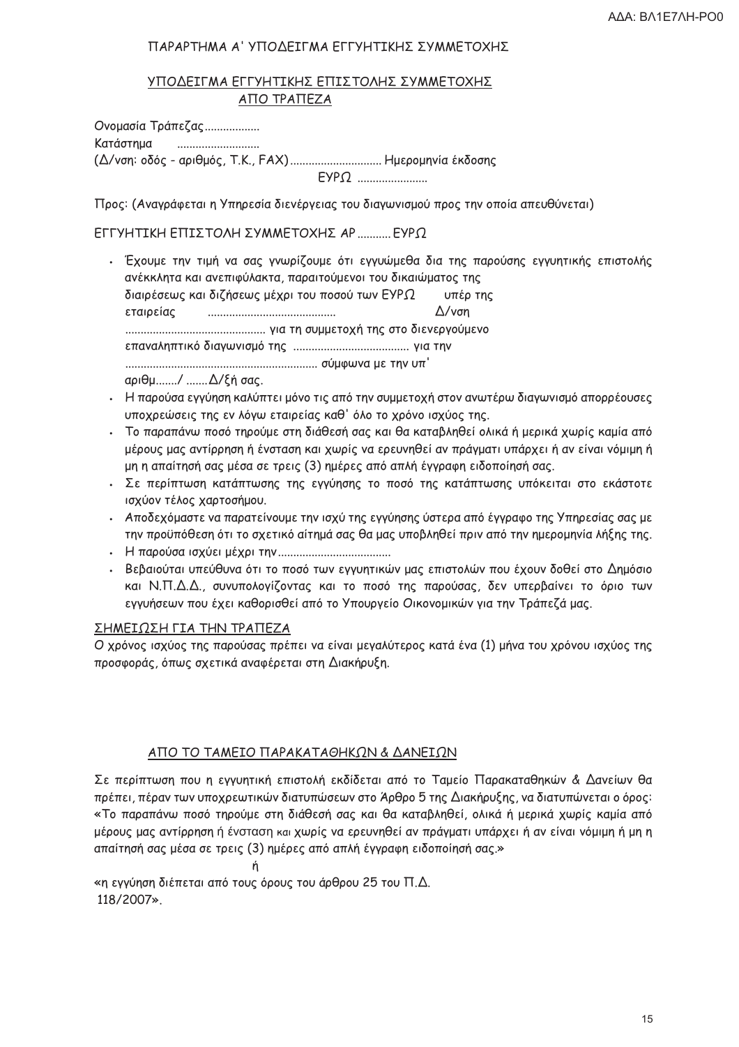ΠΑΡΑΡΤΗΜΑ Α' ΥΠΟΔΕΙΓΜΑ ΕΓΓΥΗΤΙΚΗΣ ΣΥΜΜΕΤΟΧΗΣ

## ΥΠΟΔΕΙΓΜΑ ΕΓΓΥΗΤΙΚΗΣ ΕΠΙΣΤΟΛΗΣ ΣΥΜΜΕΤΟΧΗΣ ΑΠΟ ΤΡΑΠΕΖΑ

Ονομασία Τράπεζας..................
Κατάστημα ...........................
(Δ/νση: οδός - αριθμός, Τ.Κ., FAX).............................. Ημερομηνία έκδοσης
ΕΥΡΩ .......................

Προς: (Αναγράφεται η Υπηρεσία διενέργειας του διαγωνισμού προς την οποία απευθύνεται)

ΕΓΓΥΗΤΙΚΗ ΕΠΙΣΤΟΛΗ ΣΥΜΜΕΤΟΧΗΣ ΑΡ........... ΕΥΡΩ

- Έχουμε την τιμή να σας γνωρίζουμε ότι εγγυώμεθα δια της παρούσης εγγυητικής επιστολής ανέκκλητα και ανεπιφύλακτα, παραιτούμενοι του δικαιώματος της διαιρέσεως και διζήσεως μέχρι του ποσού των ΕΥΡΩ υπέρ της εταιρείας .......................................... Δ/νση ............................................. για τη συμμετοχή της στο διενεργούμενο επαναληπτικό διαγωνισμό της ..................................... για την ............................................................... σύμφωνα με την υπ' αριθμ......./ .......Δ/ξή σας.
- Η παρούσα εγγύηση καλύπτει μόνο τις από την συμμετοχή στον ανωτέρω διαγωνισμό απορρέουσες υποχρεώσεις της εν λόγω εταιρείας καθ' όλο το χρόνο ισχύος της.
- Το παραπάνω ποσό τηρούμε στη διάθεσή σας και θα καταβληθεί ολικά ή μερικά χωρίς καμία από μέρους μας αντίρρηση ή ένσταση και χωρίς να ερευνηθεί αν πράγματι υπάρχει ή αν είναι νόμιμη ή μη η απαίτησή σας μέσα σε τρεις (3) ημέρες από απλή έγγραφη ειδοποίησή σας.
- Σε περίπτωση κατάπτωσης της εγγύησης το ποσό της κατάπτωσης υπόκειται στο εκάστοτε ισχύον τέλος χαρτοσήμου.
- Αποδεχόμαστε να παρατείνουμε την ισχύ της εγγύησης ύστερα από έγγραφο της Υπηρεσίας σας με την προϋπόθεση ότι το σχετικό αίτημά σας θα μας υποβληθεί πριν από την ημερομηνία λήξης της.
- Η παρούσα ισχύει μέχρι την.....................................
- Βεβαιούται υπεύθυνα ότι το ποσό των εγγυητικών μας επιστολών που έχουν δοθεί στο Δημόσιο και Ν.Π.Δ.Δ., συνυπολογίζοντας και το ποσό της παρούσας, δεν υπερβαίνει το όριο των εγγυήσεων που έχει καθορισθεί από το Υπουργείο Οικονομικών για την Τράπεζά μας.

### ΣΗΜΕΙΩΣΗ ΓΙΑ ΤΗΝ ΤΡΑΠΕΖΑ

Ο χρόνος ισχύος της παρούσας πρέπει να είναι μεγαλύτερος κατά ένα (1) μήνα του χρόνου ισχύος της προσφοράς, όπως σχετικά αναφέρεται στη Διακήρυξη.

## ΑΠΟ ΤΟ ΤΑΜΕΙΟ ΠΑΡΑΚΑΤΑΘΗΚΩΝ & ΔΑΝΕΙΩΝ

Σε περίπτωση που η εγγυητική επιστολή εκδίδεται από το Ταμείο Παρακαταθηκών & Δανείων θα πρέπει, πέραν των υποχρεωτικών διατυπώσεων στο Άρθρο 5 της Διακήρυξης, να διατυπώνεται ο όρος: «Το παραπάνω ποσό τηρούμε στη διάθεσή σας και θα καταβληθεί, ολικά ή μερικά χωρίς καμία από μέρους μας αντίρρηση ή ένσταση και χωρίς να ερευνηθεί αν πράγματι υπάρχει ή αν είναι νόμιμη ή μη η απαίτησή σας μέσα σε τρεις (3) ημέρες από απλή έγγραφη ειδοποίησή σας.»

ή

«η εγγύηση διέπεται από τους όρους του άρθρου 25 του Π.Δ. 118/2007».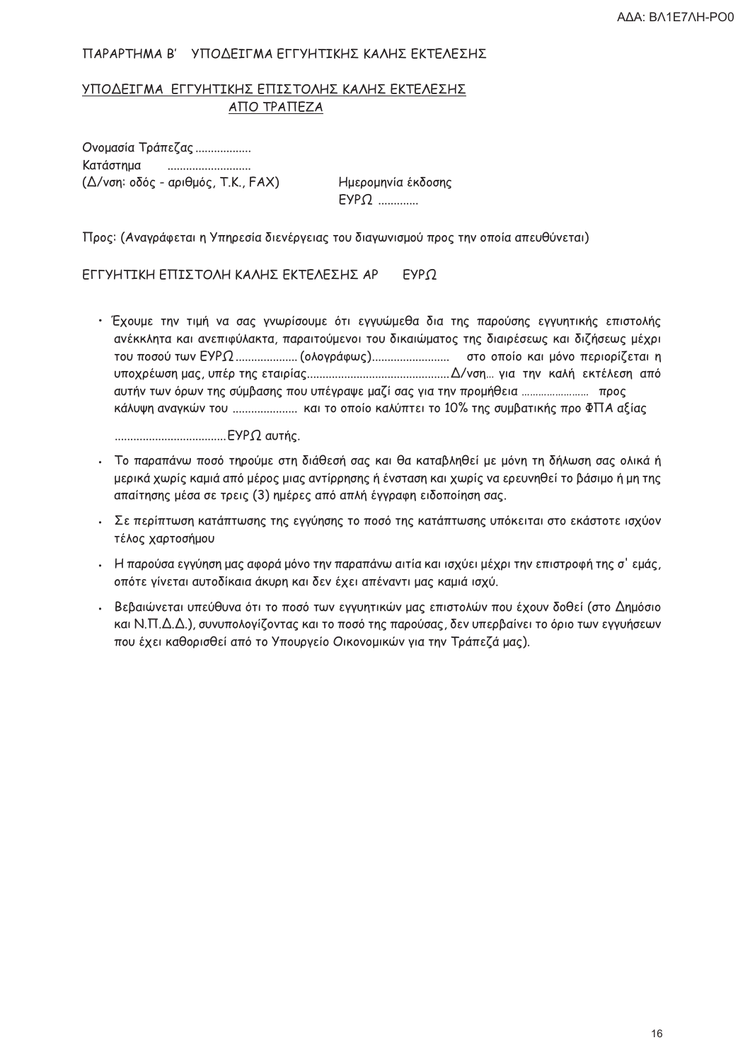ΠΑΡΑΡΤΗΜΑ Β' ΥΠΟΔΕΙΓΜΑ ΕΓΓΥΗΤΙΚΗΣ ΚΑΛΗΣ ΕΚΤΕΛΕΣΗΣ

ΥΠΟΔΕΙΓΜΑ ΕΓΓΥΗΤΙΚΗΣ ΕΠΙΣΤΟΛΗΣ ΚΑΛΗΣ ΕΚΤΕΛΕΣΗΣ
ΑΠΟ ΤΡΑΠΕΖΑ

Ονομασία Τράπεζας ..................
Κατάστημα ..........................
(Δ/νση: οδός - αριθμός, Τ.Κ., FAX)

Ημερομηνία έκδοσης
ΕΥΡΩ .............

Προς: (Αναγράφεται η Υπηρεσία διενέργειας του διαγωνισμού προς την οποία απευθύνεται)

ΕΓΓΥΗΤΙΚΗ ΕΠΙΣΤΟΛΗ ΚΑΛΗΣ ΕΚΤΕΛΕΣΗΣ ΑΡ ΕΥΡΩ

- Έχουμε την τιμή να σας γνωρίσουμε ότι εγγυώμεθα δια της παρούσης εγγυητικής επιστολής ανέκκλητα και ανεπιφύλακτα, παραιτούμενοι του δικαιώματος της διαιρέσεως και διζήσεως μέχρι του ποσού των ΕΥΡΩ .................... (ολογράφως)......................... στο οποίο και μόνο περιορίζεται η υποχρέωση μας, υπέρ της εταιρίας.............................................Δ/νση... για την καλή εκτέλεση από αυτήν των όρων της σύμβασης που υπέγραψε μαζί σας για την προμήθεια ........................ προς κάλυψη αναγκών του ..................... και το οποίο καλύπτει το 10% της συμβατικής προ ΦΠΑ αξίας

  ....................................ΕΥΡΩ αυτής.

- Το παραπάνω ποσό τηρούμε στη διάθεσή σας και θα καταβληθεί με μόνη τη δήλωση σας ολικά ή μερικά χωρίς καμιά από μέρος μιας αντίρρησης ή ένσταση και χωρίς να ερευνηθεί το βάσιμο ή μη της απαίτησης μέσα σε τρεις (3) ημέρες από απλή έγγραφη ειδοποίηση σας.
- Σε περίπτωση κατάπτωσης της εγγύησης το ποσό της κατάπτωσης υπόκειται στο εκάστοτε ισχύον τέλος χαρτοσήμου
- Η παρούσα εγγύηση μας αφορά μόνο την παραπάνω αιτία και ισχύει μέχρι την επιστροφή της σ' εμάς, οπότε γίνεται αυτοδίκαια άκυρη και δεν έχει απέναντι μας καμιά ισχύ.
- Βεβαιώνεται υπεύθυνα ότι το ποσό των εγγυητικών μας επιστολών που έχουν δοθεί (στο Δημόσιο και Ν.Π.Δ.Δ.), συνυπολογίζοντας και το ποσό της παρούσας, δεν υπερβαίνει το όριο των εγγυήσεων που έχει καθορισθεί από το Υπουργείο Οικονομικών για την Τράπεζά μας).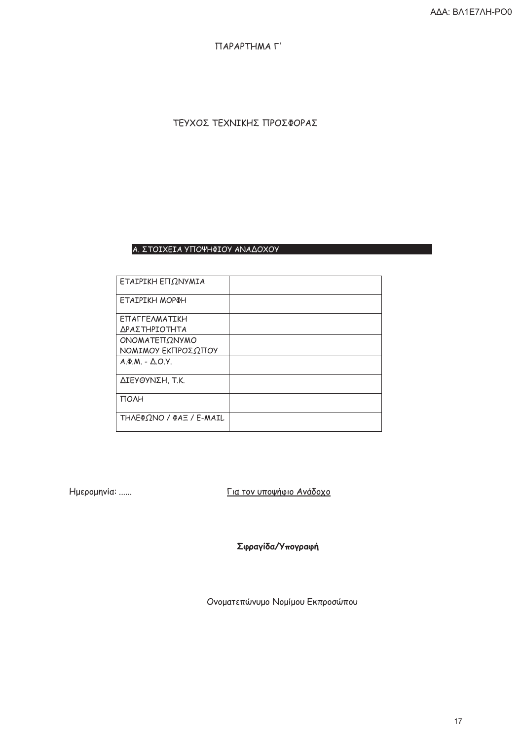ΠΑΡΑΡΤΗΜΑ Γ'

# ΤΕΥΧΟΣ ΤΕΧΝΙΚΗΣ ΠΡΟΣΦΟΡΑΣ

## Α. ΣΤΟΙΧΕΙΑ ΥΠΟΨΗΦΙΟΥ ΑΝΑΔΟΧΟΥ

| | |
|---|---|
| ΕΤΑΙΡΙΚΗ ΕΠΩΝΥΜΙΑ | |
| ΕΤΑΙΡΙΚΗ ΜΟΡΦΗ | |
| ΕΠΑΓΓΕΛΜΑΤΙΚΗ ΔΡΑΣΤΗΡΙΟΤΗΤΑ | |
| ΟΝΟΜΑΤΕΠΩΝΥΜΟ ΝΟΜΙΜΟΥ ΕΚΠΡΟΣΩΠΟΥ | |
| Α.Φ.Μ. - Δ.Ο.Υ. | |
| ΔΙΕΥΘΥΝΣΗ, Τ.Κ. | |
| ΠΟΛΗ | |
| ΤΗΛΕΦΩΝΟ / ΦΑΞ / E-MAIL | |

Ημερομηνία: ......

Για τον υποψήφιο Ανάδοχο

**Σφραγίδα/Υπογραφή**

Ονοματεπώνυμο Νομίμου Εκπροσώπου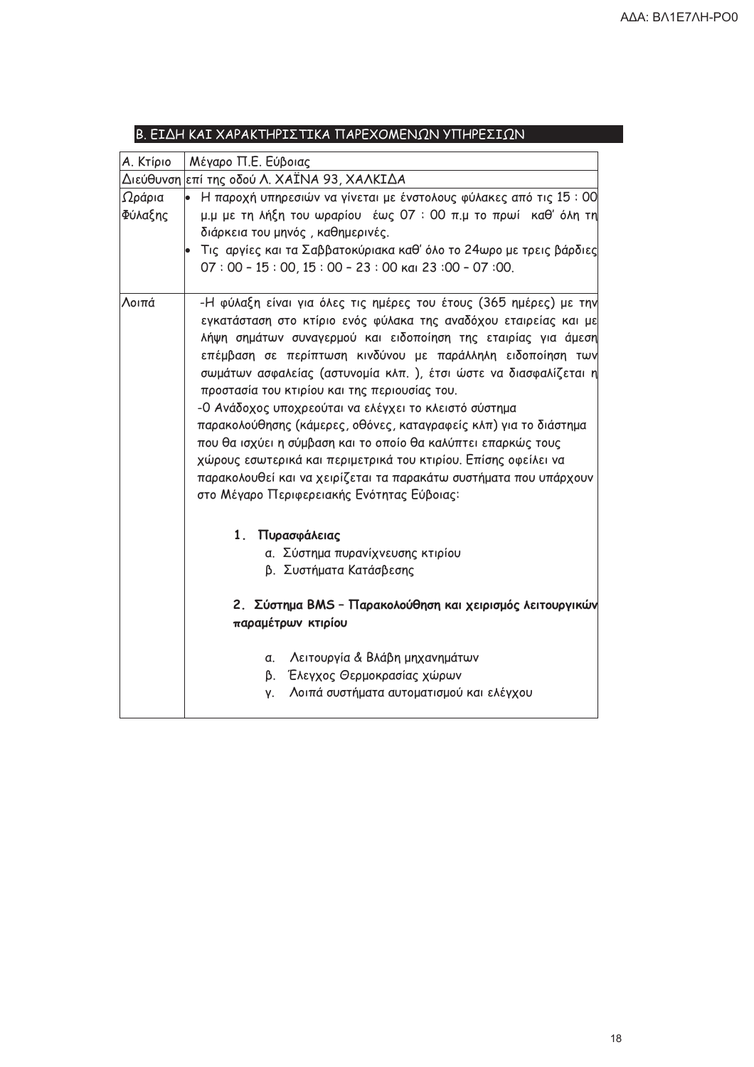## Β. ΕΙΔΗ ΚΑΙ ΧΑΡΑΚΤΗΡΙΣΤΙΚΑ ΠΑΡΕΧΟΜΕΝΩΝ ΥΠΗΡΕΣΙΩΝ

| Α. Κτίριο | Μέγαρο Π.Ε. Εύβοιας |
|---|---|
| Διεύθυνση | επί της οδού Λ. ΧΑΪΝΑ 93, ΧΑΛΚΙΔΑ |
| Ωράρια Φύλαξης | • Η παροχή υπηρεσιών να γίνεται με ένστολους φύλακες από τις 15 : 00 μ.μ με τη λήξη του ωραρίου έως 07 : 00 π.μ το πρωί καθ' όλη τη διάρκεια του μηνός , καθημερινές.<br>• Τις αργίες και τα Σαββατοκύριακα καθ' όλο το 24ωρο με τρεις βάρδιες 07 : 00 – 15 : 00, 15 : 00 – 23 : 00 και 23 :00 – 07 :00. |
| Λοιπά | -Η φύλαξη είναι για όλες τις ημέρες του έτους (365 ημέρες) με την εγκατάσταση στο κτίριο ενός φύλακα της αναδόχου εταιρείας και με λήψη σημάτων συναγερμού και ειδοποίηση της εταιρίας για άμεση επέμβαση σε περίπτωση κινδύνου με παράλληλη ειδοποίηση των σωμάτων ασφαλείας (αστυνομία κλπ. ), έτσι ώστε να διασφαλίζεται η προστασία του κτιρίου και της περιουσίας του.<br>-Ο Ανάδοχος υποχρεούται να ελέγχει το κλειστό σύστημα παρακολούθησης (κάμερες, οθόνες, καταγραφείς κλπ) για το διάστημα που θα ισχύει η σύμβαση και το οποίο θα καλύπτει επαρκώς τους χώρους εσωτερικά και περιμετρικά του κτιρίου. Επίσης οφείλει να παρακολουθεί και να χειρίζεται τα παρακάτω συστήματα που υπάρχουν στο Μέγαρο Περιφερειακής Ενότητας Εύβοιας:<br><br>**1. Πυρασφάλειας**<br>α. Σύστημα πυρανίχνευσης κτιρίου<br>β. Συστήματα Κατάσβεσης<br><br>**2. Σύστημα BMS – Παρακολούθηση και χειρισμός λειτουργικών παραμέτρων κτιρίου**<br>α. Λειτουργία & Βλάβη μηχανημάτων<br>β. Έλεγχος Θερμοκρασίας χώρων<br>γ. Λοιπά συστήματα αυτοματισμού και ελέγχου |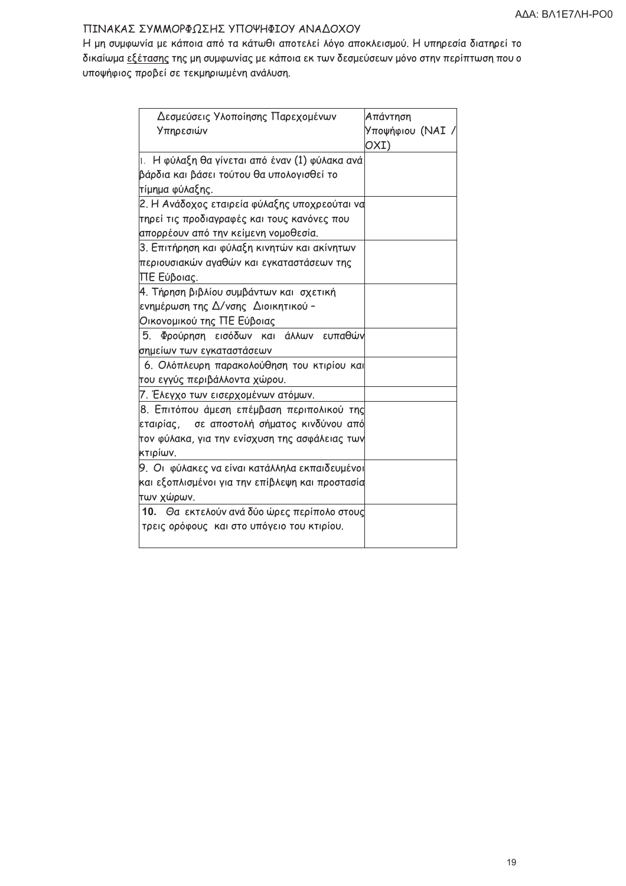ΠΙΝΑΚΑΣ ΣΥΜΜΟΡΦΩΣΗΣ ΥΠΟΨΗΦΙΟΥ ΑΝΑΔΟΧΟΥ

Η μη συμφωνία με κάποια από τα κάτωθι αποτελεί λόγο αποκλεισμού. Η υπηρεσία διατηρεί το δικαίωμα εξέτασης της μη συμφωνίας με κάποια εκ των δεσμεύσεων μόνο στην περίπτωση που ο υποψήφιος προβεί σε τεκμηριωμένη ανάλυση.

| Δεσμεύσεις Υλοποίησης Παρεχομένων Υπηρεσιών | Απάντηση Υποψήφιου (ΝΑΙ / ΟΧΙ) |
|---|---|
| 1. Η φύλαξη θα γίνεται από έναν (1) φύλακα ανά βάρδια και βάσει τούτου θα υπολογισθεί το τίμημα φύλαξης. | |
| 2. Η Ανάδοχος εταιρεία φύλαξης υποχρεούται να τηρεί τις προδιαγραφές και τους κανόνες που απορρέουν από την κείμενη νομοθεσία. | |
| 3. Επιτήρηση και φύλαξη κινητών και ακίνητων περιουσιακών αγαθών και εγκαταστάσεων της ΠΕ Εύβοιας. | |
| 4. Τήρηση βιβλίου συμβάντων και σχετική ενημέρωση της Δ/νσης Διοικητικού – Οικονομικού της ΠΕ Εύβοιας | |
| 5. Φρούρηση εισόδων και άλλων ευπαθών σημείων των εγκαταστάσεων | |
| 6. Ολόπλευρη παρακολούθηση του κτιρίου και του εγγύς περιβάλλοντα χώρου. | |
| 7. Έλεγχο των εισερχομένων ατόμων. | |
| 8. Επιτόπου άμεση επέμβαση περιπολικού της εταιρίας, σε αποστολή σήματος κινδύνου από τον φύλακα, για την ενίσχυση της ασφάλειας των κτιρίων. | |
| 9. Οι φύλακες να είναι κατάλληλα εκπαιδευμένοι και εξοπλισμένοι για την επίβλεψη και προστασία των χώρων. | |
| **10.** Θα εκτελούν ανά δύο ώρες περίπολο στους τρεις ορόφους και στο υπόγειο του κτιρίου. | |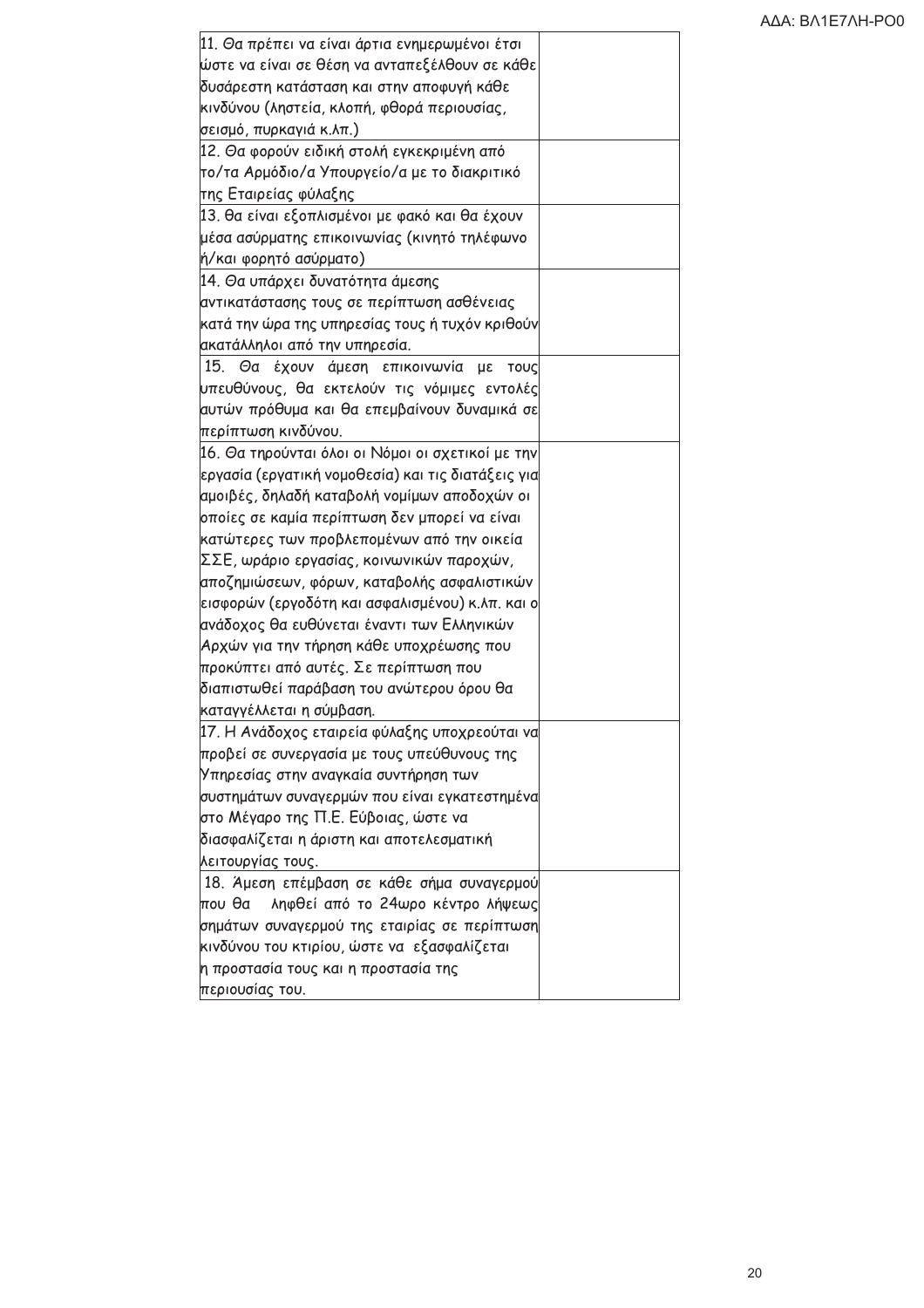| | |
|---|---|
| 11. Θα πρέπει να είναι άρτια ενημερωμένοι έτσι ώστε να είναι σε θέση να ανταπεξέλθουν σε κάθε δυσάρεστη κατάσταση και στην αποφυγή κάθε κινδύνου (ληστεία, κλοπή, φθορά περιουσίας, σεισμό, πυρκαγιά κ.λπ.) | |
| 12. Θα φορούν ειδική στολή εγκεκριμένη από το/τα Αρμόδιο/α Υπουργείο/α με το διακριτικό της Εταιρείας φύλαξης | |
| 13. θα είναι εξοπλισμένοι με φακό και θα έχουν μέσα ασύρματης επικοινωνίας (κινητό τηλέφωνο ή/και φορητό ασύρματο) | |
| 14. Θα υπάρχει δυνατότητα άμεσης αντικατάστασης τους σε περίπτωση ασθένειας κατά την ώρα της υπηρεσίας τους ή τυχόν κριθούν ακατάλληλοι από την υπηρεσία. | |
| 15. Θα έχουν άμεση επικοινωνία με τους υπευθύνους, θα εκτελούν τις νόμιμες εντολές αυτών πρόθυμα και θα επεμβαίνουν δυναμικά σε περίπτωση κινδύνου. | |
| 16. Θα τηρούνται όλοι οι Νόμοι οι σχετικοί με την εργασία (εργατική νομοθεσία) και τις διατάξεις για αμοιβές, δηλαδή καταβολή νομίμων αποδοχών οι οποίες σε καμία περίπτωση δεν μπορεί να είναι κατώτερες των προβλεπομένων από την οικεία ΣΣΕ, ωράριο εργασίας, κοινωνικών παροχών, αποζημιώσεων, φόρων, καταβολής ασφαλιστικών εισφορών (εργοδότη και ασφαλισμένου) κ.λπ. και ο ανάδοχος θα ευθύνεται έναντι των Ελληνικών Αρχών για την τήρηση κάθε υποχρέωσης που προκύπτει από αυτές. Σε περίπτωση που διαπιστωθεί παράβαση του ανώτερου όρου θα καταγγέλλεται η σύμβαση. | |
| 17. Η Ανάδοχος εταιρεία φύλαξης υποχρεούται να προβεί σε συνεργασία με τους υπεύθυνους της Υπηρεσίας στην αναγκαία συντήρηση των συστημάτων συναγερμών που είναι εγκατεστημένα στο Μέγαρο της Π.Ε. Εύβοιας, ώστε να διασφαλίζεται η άριστη και αποτελεσματική λειτουργίας τους. | |
| 18. Άμεση επέμβαση σε κάθε σήμα συναγερμού που θα ληφθεί από το 24ωρο κέντρο λήψεως σημάτων συναγερμού της εταιρίας σε περίπτωση κινδύνου του κτιρίου, ώστε να εξασφαλίζεται η προστασία τους και η προστασία της περιουσίας του. | |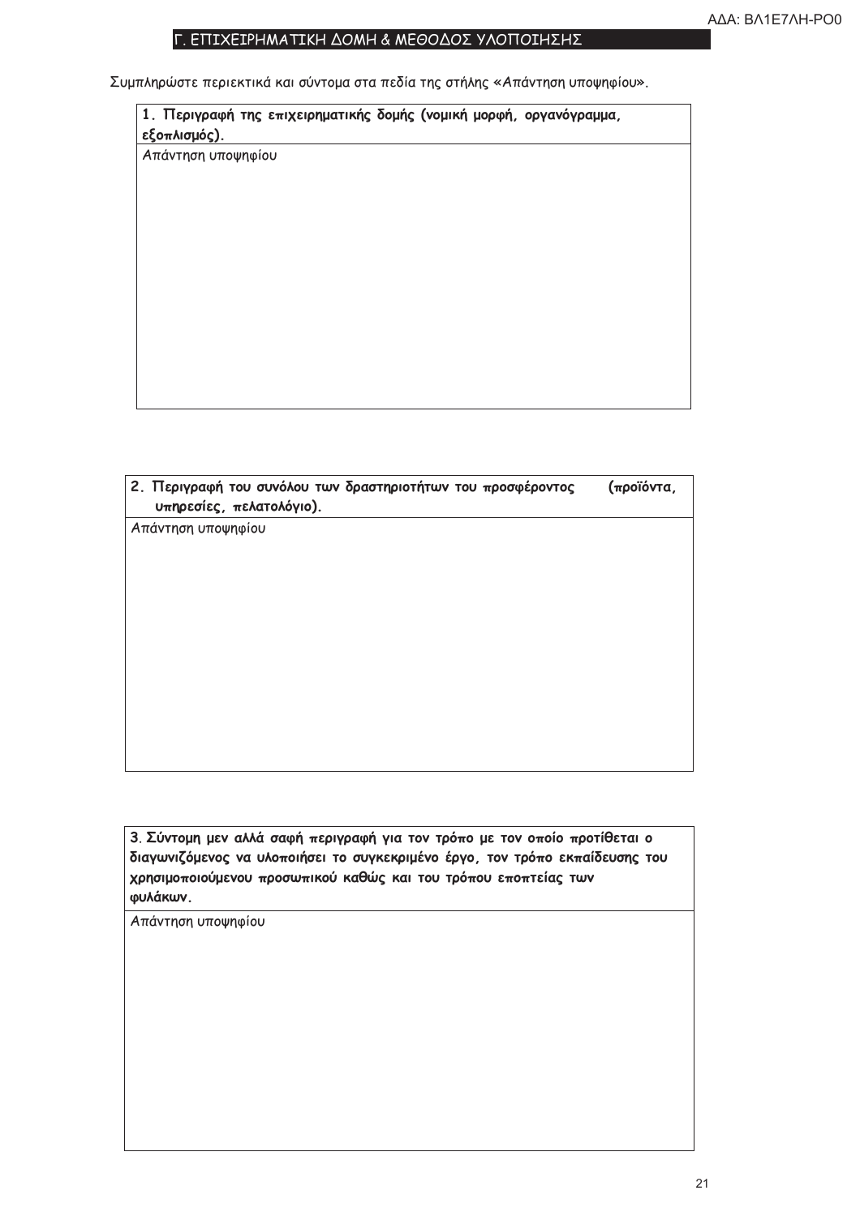## Γ. ΕΠΙΧΕΙΡΗΜΑΤΙΚΗ ΔΟΜΗ & ΜΕΘΟΔΟΣ ΥΛΟΠΟΙΗΣΗΣ

Συμπληρώστε περιεκτικά και σύντομα στα πεδία της στήλης «Απάντηση υποψηφίου».

| **1. Περιγραφή της επιχειρηματικής δομής (νομική μορφή, οργανόγραμμα, εξοπλισμός).** |
|---|
| Απάντηση υποψηφίου |

| **2. Περιγραφή του συνόλου των δραστηριοτήτων του προσφέροντος (προϊόντα, υπηρεσίες, πελατολόγιο).** |
|---|
| Απάντηση υποψηφίου |

| **3. Σύντομη μεν αλλά σαφή περιγραφή για τον τρόπο με τον οποίο προτίθεται ο διαγωνιζόμενος να υλοποιήσει το συγκεκριμένο έργο, τον τρόπο εκπαίδευσης του χρησιμοποιούμενου προσωπικού καθώς και του τρόπου εποπτείας των φυλάκων.** |
|---|
| Απάντηση υποψηφίου |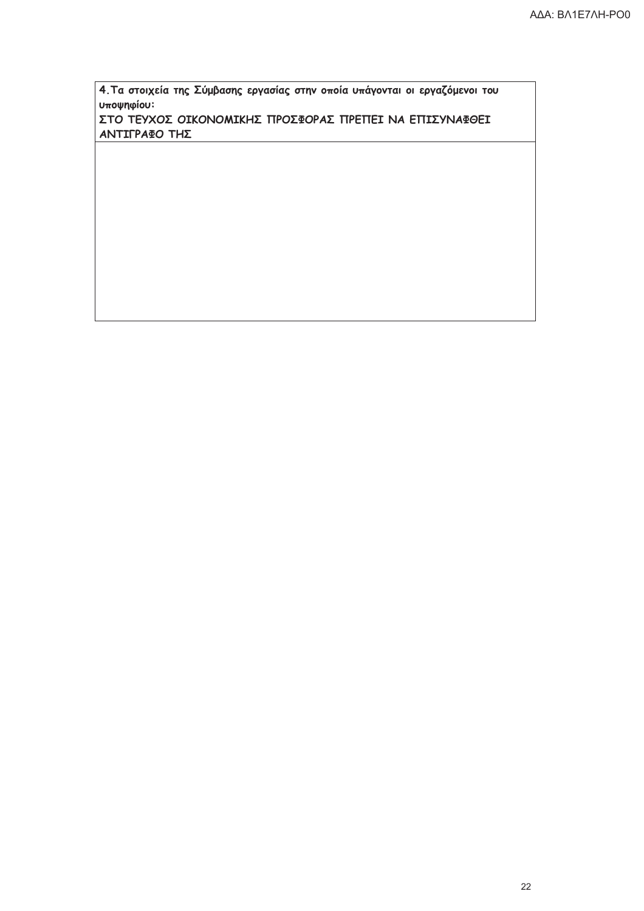| **4. Τα στοιχεία της Σύμβασης εργασίας στην οποία υπάγονται οι εργαζόμενοι του υποψηφίου:**<br>**ΣΤΟ ΤΕΥΧΟΣ ΟΙΚΟΝΟΜΙΚΗΣ ΠΡΟΣΦΟΡΑΣ ΠΡΕΠΕΙ ΝΑ ΕΠΙΣΥΝΑΦΘΕΙ ΑΝΤΙΓΡΑΦΟ ΤΗΣ** |
| --- |
| |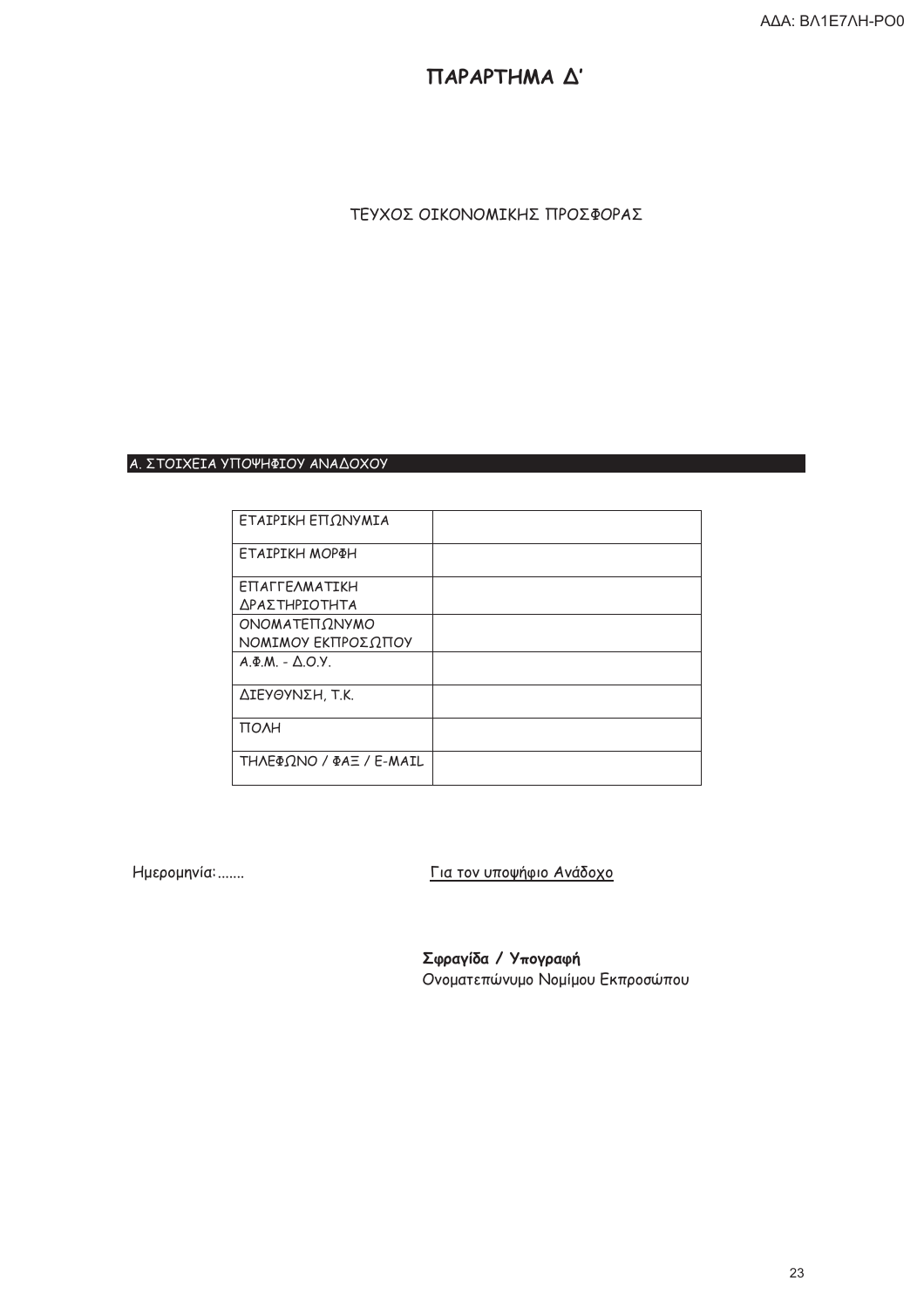# ΠΑΡΑΡΤΗΜΑ Δ'

ΤΕΥΧΟΣ ΟΙΚΟΝΟΜΙΚΗΣ ΠΡΟΣΦΟΡΑΣ

## Α. ΣΤΟΙΧΕΙΑ ΥΠΟΨΗΦΙΟΥ ΑΝΑΔΟΧΟΥ

| | |
|---|---|
| ΕΤΑΙΡΙΚΗ ΕΠΩΝΥΜΙΑ | |
| ΕΤΑΙΡΙΚΗ ΜΟΡΦΗ | |
| ΕΠΑΓΓΕΛΜΑΤΙΚΗ ΔΡΑΣΤΗΡΙΟΤΗΤΑ | |
| ΟΝΟΜΑΤΕΠΩΝΥΜΟ ΝΟΜΙΜΟΥ ΕΚΠΡΟΣΩΠΟΥ | |
| Α.Φ.Μ. - Δ.Ο.Υ. | |
| ΔΙΕΥΘΥΝΣΗ, Τ.Κ. | |
| ΠΟΛΗ | |
| ΤΗΛΕΦΩΝΟ / ΦΑΞ / E-MAIL | |

Ημερομηνία:.......

Για τον υποψήφιο Ανάδοχο

**Σφραγίδα / Υπογραφή**
Ονοματεπώνυμο Νομίμου Εκπροσώπου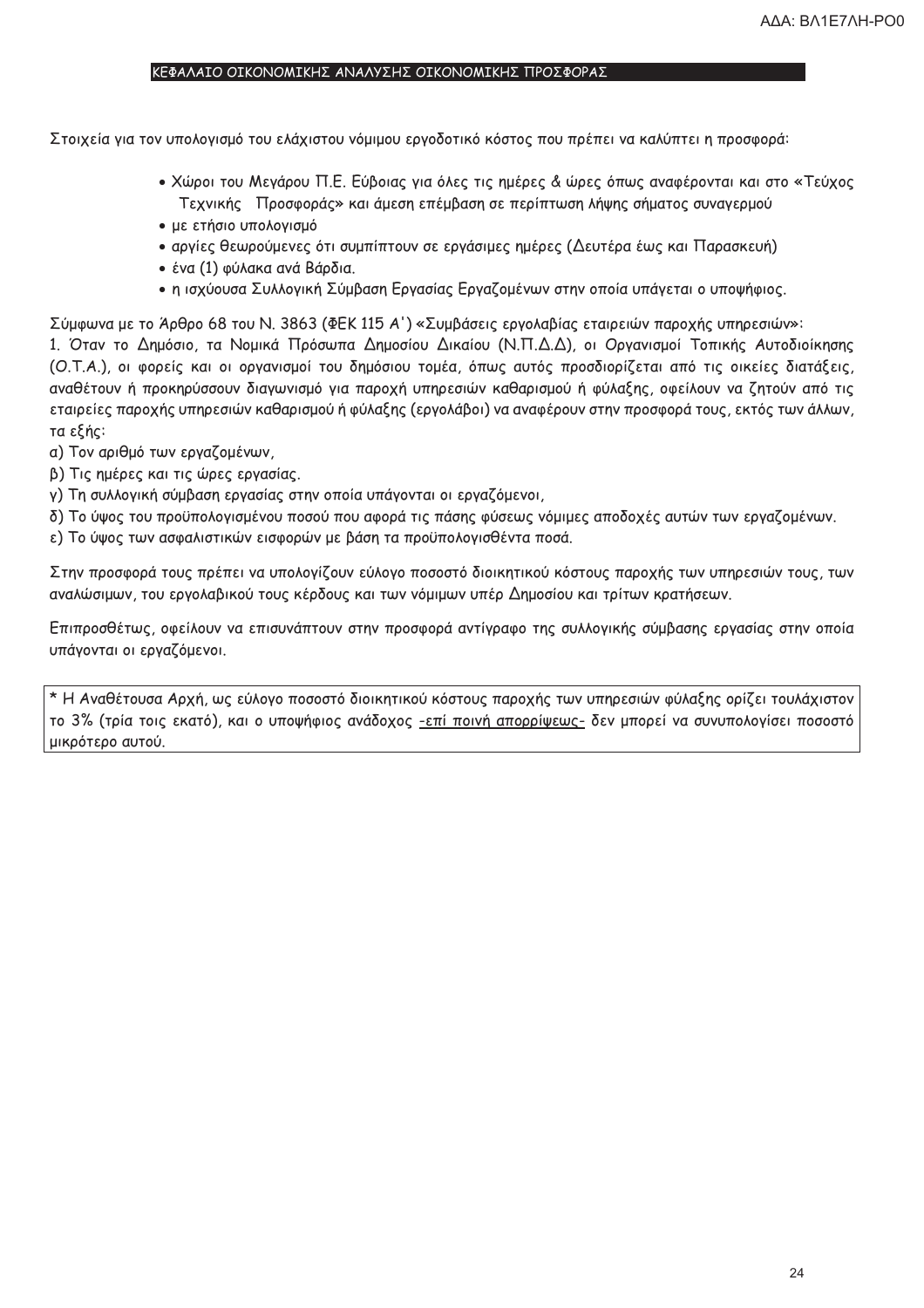## ΚΕΦΑΛΑΙΟ ΟΙΚΟΝΟΜΙΚΗΣ ΑΝΑΛΥΣΗΣ ΟΙΚΟΝΟΜΙΚΗΣ ΠΡΟΣΦΟΡΑΣ

Στοιχεία για τον υπολογισμό του ελάχιστου νόμιμου εργοδοτικό κόστος που πρέπει να καλύπτει η προσφορά:

- Χώροι του Μεγάρου Π.Ε. Εύβοιας για όλες τις ημέρες & ώρες όπως αναφέρονται και στο «Τεύχος Τεχνικής Προσφοράς» και άμεση επέμβαση σε περίπτωση λήψης σήματος συναγερμού
- με ετήσιο υπολογισμό
- αργίες θεωρούμενες ότι συμπίπτουν σε εργάσιμες ημέρες (Δευτέρα έως και Παρασκευή)
- ένα (1) φύλακα ανά Βάρδια.
- η ισχύουσα Συλλογική Σύμβαση Εργασίας Εργαζομένων στην οποία υπάγεται ο υποψήφιος.

Σύμφωνα με το Άρθρο 68 του Ν. 3863 (ΦΕΚ 115 Α΄) «Συμβάσεις εργολαβίας εταιρειών παροχής υπηρεσιών»:
1. Όταν το Δημόσιο, τα Νομικά Πρόσωπα Δημοσίου Δικαίου (Ν.Π.Δ.Δ), οι Οργανισμοί Τοπικής Αυτοδιοίκησης (Ο.Τ.Α.), οι φορείς και οι οργανισμοί του δημόσιου τομέα, όπως αυτός προσδιορίζεται από τις οικείες διατάξεις, αναθέτουν ή προκηρύσσουν διαγωνισμό για παροχή υπηρεσιών καθαρισμού ή φύλαξης, οφείλουν να ζητούν από τις εταιρείες παροχής υπηρεσιών καθαρισμού ή φύλαξης (εργολάβοι) να αναφέρουν στην προσφορά τους, εκτός των άλλων, τα εξής:
α) Τον αριθμό των εργαζομένων,
β) Τις ημέρες και τις ώρες εργασίας.
γ) Τη συλλογική σύμβαση εργασίας στην οποία υπάγονται οι εργαζόμενοι,
δ) Το ύψος του προϋπολογισμένου ποσού που αφορά τις πάσης φύσεως νόμιμες αποδοχές αυτών των εργαζομένων.
ε) Το ύψος των ασφαλιστικών εισφορών με βάση τα προϋπολογισθέντα ποσά.

Στην προσφορά τους πρέπει να υπολογίζουν εύλογο ποσοστό διοικητικού κόστους παροχής των υπηρεσιών τους, των αναλώσιμων, του εργολαβικού τους κέρδους και των νόμιμων υπέρ Δημοσίου και τρίτων κρατήσεων.

Επιπροσθέτως, οφείλουν να επισυνάπτουν στην προσφορά αντίγραφο της συλλογικής σύμβασης εργασίας στην οποία υπάγονται οι εργαζόμενοι.

* Η Αναθέτουσα Αρχή, ως εύλογο ποσοστό διοικητικού κόστους παροχής των υπηρεσιών φύλαξης ορίζει τουλάχιστον το 3% (τρία τοις εκατό), και ο υποψήφιος ανάδοχος -επί ποινή απορρίψεως- δεν μπορεί να συνυπολογίσει ποσοστό μικρότερο αυτού.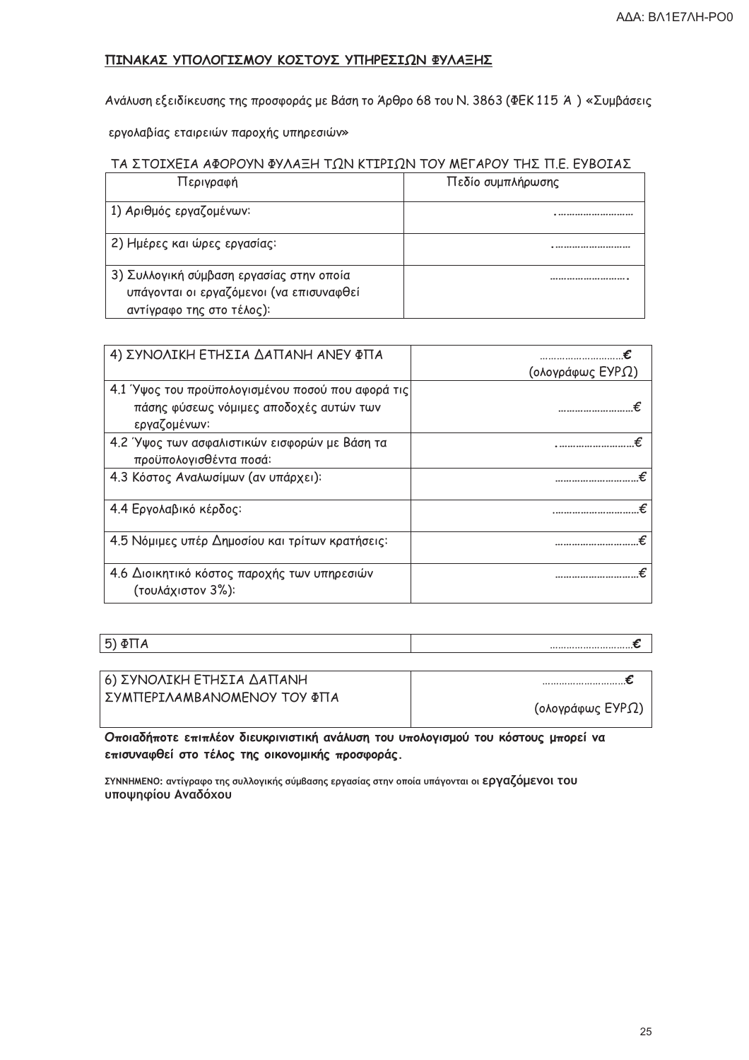**ΠΙΝΑΚΑΣ ΥΠΟΛΟΓΙΣΜΟΥ ΚΟΣΤΟΥΣ ΥΠΗΡΕΣΙΩΝ ΦΥΛΑΞΗΣ**

Ανάλυση εξειδίκευσης της προσφοράς με Βάση το Άρθρο 68 του Ν. 3863 (ΦΕΚ 115 Ά ) «Συμβάσεις εργολαβίας εταιρειών παροχής υπηρεσιών»

ΤΑ ΣΤΟΙΧΕΙΑ ΑΦΟΡΟΥΝ ΦΥΛΑΞΗ ΤΩΝ ΚΤΙΡΙΩΝ ΤΟΥ ΜΕΓΑΡΟΥ ΤΗΣ Π.Ε. ΕΥΒΟΙΑΣ

| Περιγραφή | Πεδίο συμπλήρωσης |
|---|---|
| 1) Αριθμός εργαζομένων: | .……………………… |
| 2) Ημέρες και ώρες εργασίας: | .……………………… |
| 3) Συλλογική σύμβαση εργασίας στην οποία υπάγονται οι εργαζόμενοι (να επισυναφθεί αντίγραφο της στο τέλος): | ……………………… . |

| | |
|---|---|
| 4) ΣΥΝΟΛΙΚΗ ΕΤΗΣΙΑ ΔΑΠΑΝΗ ΑΝΕΥ ΦΠΑ | …………………………**€** (ολογράφως ΕΥΡΩ) |
| 4.1 Ύψος του προϋπολογισμένου ποσού που αφορά τις πάσης φύσεως νόμιμες αποδοχές αυτών των εργαζομένων: | ………………………€ |
| 4.2 Ύψος των ασφαλιστικών εισφορών με Βάση τα προϋπολογισθέντα ποσά: | .………………………€ |
| 4.3 Κόστος Αναλωσίμων (αν υπάρχει): | …………………………€ |
| 4.4 Εργολαβικό κέρδος: | …………………………€ |
| 4.5 Νόμιμες υπέρ Δημοσίου και τρίτων κρατήσεις: | …………………………€ |
| 4.6 Διοικητικό κόστος παροχής των υπηρεσιών (τουλάχιστον 3%): | …………………………€ |

| | |
|---|---|
| 5) ΦΠΑ | …………………………**€** |

| | |
|---|---|
| 6) ΣΥΝΟΛΙΚΗ ΕΤΗΣΙΑ ΔΑΠΑΝΗ ΣΥΜΠΕΡΙΛΑΜΒΑΝΟΜΕΝΟΥ ΤΟΥ ΦΠΑ | …………………………**€** (ολογράφως ΕΥΡΩ) |

**Οποιαδήποτε επιπλέον διευκρινιστική ανάλυση του υπολογισμού του κόστους μπορεί να επισυναφθεί στο τέλος της οικονομικής προσφοράς.**

**ΣΥΝΝΗΜΕΝΟ:** αντίγραφο της συλλογικής σύμβασης εργασίας στην οποία υπάγονται οι **εργαζόμενοι του υποψηφίου Αναδόχου**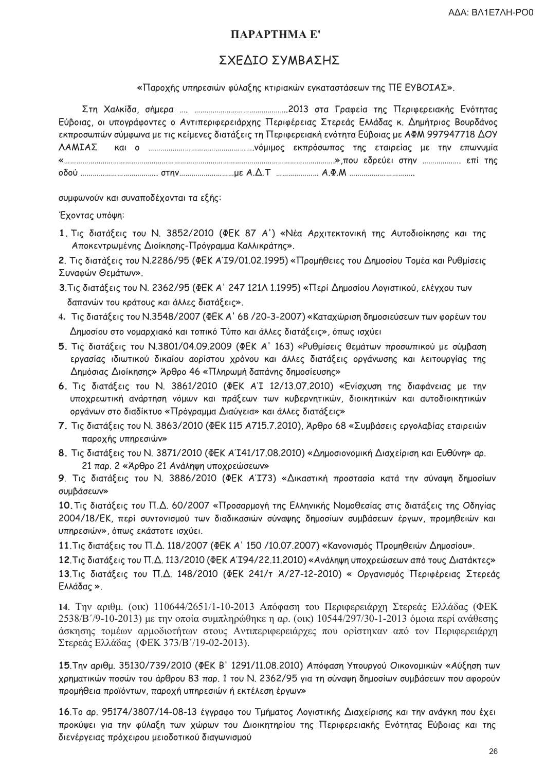## ΠΑΡΑΡΤΗΜΑ Ε'

## ΣΧΕΔΙΟ ΣΥΜΒΑΣΗΣ

«Παροχής υπηρεσιών φύλαξης κτιριακών εγκαταστάσεων της ΠΕ ΕΥΒΟΙΑΣ».

Στη Χαλκίδα, σήμερα …. ……………………………………….2013 στα Γραφεία της Περιφερειακής Ενότητας Εύβοιας, οι υπογράφοντες ο Αντιπεριφερειάρχης Περιφέρειας Στερεάς Ελλάδας κ. Δημήτριος Βουρδάνος εκπροσωπών σύμφωνα με τις κείμενες διατάξεις τη Περιφερειακή ενότητα Εύβοιας με ΑΦΜ 997947718 ΔΟΥ ΛΑΜΙΑΣ και ο ………………………………………….νόμιμος εκπρόσωπος της εταιρείας με την επωνυμία «…………………………………………………………………………………………………»,που εδρεύει στην ………………. επί της οδού ………………………………. στην………………………με Α.Δ.Τ ………………… Α.Φ.Μ …………………………..

συμφωνούν και συναποδέχονται τα εξής:

Έχοντας υπόψη:

1. Τις διατάξεις του Ν. 3852/2010 (ΦΕΚ 87 Α') «Νέα Αρχιτεκτονική της Αυτοδιοίκησης και της Αποκεντρωμένης Διοίκησης-Πρόγραμμα Καλλικράτης».
2. Τις διατάξεις του Ν.2286/95 (ΦΕΚ Α΄Ι9/01.02.1995) «Προμήθειες του Δημοσίου Τομέα και Ρυθμίσεις Συναφών Θεμάτων».
3. Τις διατάξεις του Ν. 2362/95 (ΦΕΚ Α' 247 121Λ 1.1995) «Περί Δημοσίου Λογιστικού, ελέγχου των δαπανών του κράτους και άλλες διατάξεις».
4. Τις διατάξεις του Ν.3548/2007 (ΦΕΚ Α' 68 /20-3-2007) «Καταχώριση δημοσιεύσεων των φορέων του Δημοσίου στο νομαρχιακό και τοπικό Τύπο και άλλες διατάξεις», όπως ισχύει
5. Τις διατάξεις του Ν.3801/04.09.2009 (ΦΕΚ Α' 163) «Ρυθμίσεις θεμάτων προσωπικού με σύμβαση εργασίας ιδιωτικού δικαίου αορίστου χρόνου και άλλες διατάξεις οργάνωσης και λειτουργίας της Δημόσιας Διοίκησης» Άρθρο 46 «Πληρωμή δαπάνης δημοσίευσης»
6. Τις διατάξεις του Ν. 3861/2010 (ΦΕΚ Α΄Ι 12/13.07.2010) «Ενίσχυση της διαφάνειας με την υποχρεωτική ανάρτηση νόμων και πράξεων των κυβερνητικών, διοικητικών και αυτοδιοικητικών οργάνων στο διαδίκτυο «Πρόγραμμα Διαύγεια» και άλλες διατάξεις»
7. Τις διατάξεις του Ν. 3863/2010 (ΦΕΚ 115 Α715.7.2010), Άρθρο 68 «Συμβάσεις εργολαβίας εταιρειών παροχής υπηρεσιών»
8. Τις διατάξεις του Ν. 3871/2010 (ΦΕΚ Α΄Ι41/17.08.2010) «Δημοσιονομική Διαχείριση και Ευθύνη» αρ. 21 παρ. 2 «Άρθρο 21 Ανάληψη υποχρεώσεων»
9. Τις διατάξεις του Ν. 3886/2010 (ΦΕΚ Α΄Ι73) «Δικαστική προστασία κατά την σύναψη δημοσίων συμβάσεων»
10. Τις διατάξεις του Π.Δ. 60/2007 «Προσαρμογή της Ελληνικής Νομοθεσίας στις διατάξεις της Οδηγίας 2004/18/ΕΚ, περί συντονισμού των διαδικασιών σύναψης δημοσίων συμβάσεων έργων, προμηθειών και υπηρεσιών», όπως εκάστοτε ισχύει.
11. Τις διατάξεις του Π.Δ. 118/2007 (ΦΕΚ Α' 150 /10.07.2007) «Κανονισμός Προμηθειών Δημοσίου».
12. Τις διατάξεις του Π.Δ. 113/2010 (ΦΕΚ Α΄Ι94/22.11.2010) «Ανάληψη υποχρεώσεων από τους Διατάκτες»
13. Τις διατάξεις του Π.Δ. 148/2010 (ΦΕΚ 241/τ Ά/27-12-2010) « Οργανισμός Περιφέρειας Στερεάς Ελλάδας ».
14. Την αριθμ. (οικ) 110644/2651/1-10-2013 Απόφαση του Περιφερειάρχη Στερεάς Ελλάδας (ΦΕΚ 2538/Β΄/9-10-2013) με την οποία συμπληρώθηκε η αρ. (οικ) 10544/297/30-1-2013 όμοια περί ανάθεσης άσκησης τομέων αρμοδιοτήτων στους Αντιπεριφερειάρχες που ορίστηκαν από τον Περιφερειάρχη Στερεάς Ελλάδας (ΦΕΚ 373/Β΄/19-02-2013).
15. Την αριθμ. 35130/739/2010 (ΦΕΚ Β' 1291/11.08.2010) Απόφαση Υπουργού Οικονομικών «Αύξηση των χρηματικών ποσών του άρθρου 83 παρ. 1 του Ν. 2362/95 για τη σύναψη δημοσίων συμβάσεων που αφορούν προμήθεια προϊόντων, παροχή υπηρεσιών ή εκτέλεση έργων»
16. Το αρ. 95174/3807/14-08-13 έγγραφο του Τμήματος Λογιστικής Διαχείρισης και την ανάγκη που έχει προκύψει για την φύλαξη των χώρων του Διοικητηρίου της Περιφερειακής Ενότητας Εύβοιας και της διενέργειας πρόχειρου μειοδοτικού διαγωνισμού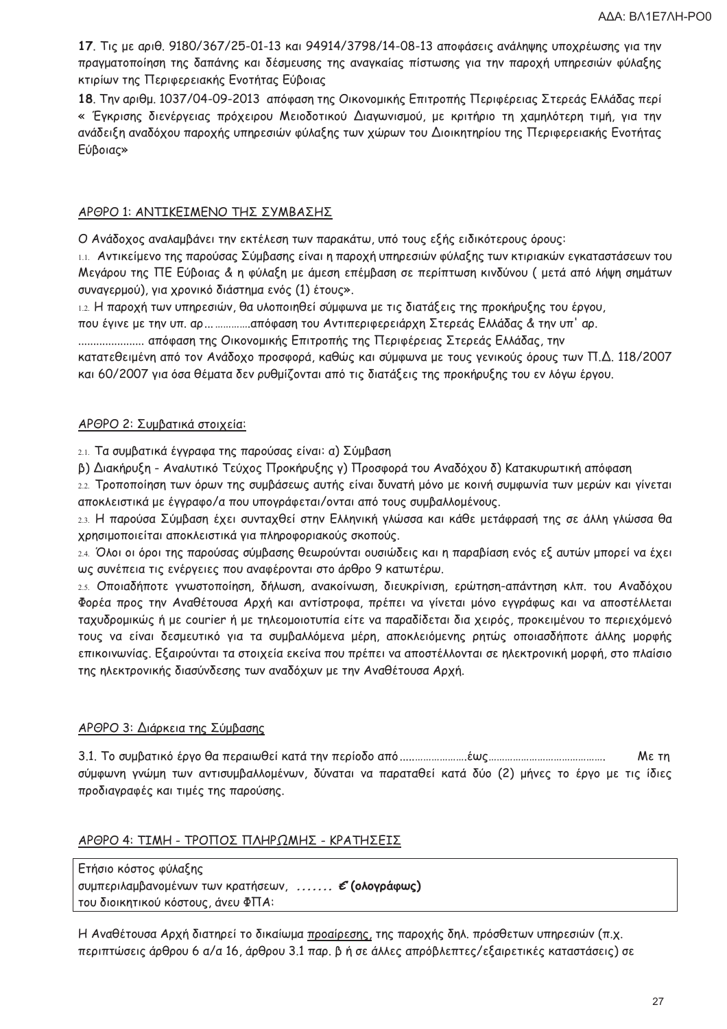**17**. Τις με αριθ. 9180/367/25-01-13 και 94914/3798/14-08-13 αποφάσεις ανάληψης υποχρέωσης για την πραγματοποίηση της δαπάνης και δέσμευσης της αναγκαίας πίστωσης για την παροχή υπηρεσιών φύλαξης κτιρίων της Περιφερειακής Ενότητας Εύβοιας

**18**. Την αριθμ. 1037/04-09-2013 απόφαση της Οικονομικής Επιτροπής Περιφέρειας Στερεάς Ελλάδας περί « Έγκρισης διενέργειας πρόχειρου Μειοδοτικού Διαγωνισμού, με κριτήριο τη χαμηλότερη τιμή, για την ανάδειξη αναδόχου παροχής υπηρεσιών φύλαξης των χώρων του Διοικητηρίου της Περιφερειακής Ενότητας Εύβοιας»

## ΑΡΘΡΟ 1: ΑΝΤΙΚΕΙΜΕΝΟ ΤΗΣ ΣΥΜΒΑΣΗΣ

Ο Ανάδοχος αναλαμβάνει την εκτέλεση των παρακάτω, υπό τους εξής ειδικότερους όρους:

1.1. Αντικείμενο της παρούσας Σύμβασης είναι η παροχή υπηρεσιών φύλαξης των κτιριακών εγκαταστάσεων του Μεγάρου της ΠΕ Εύβοιας & η φύλαξη με άμεση επέμβαση σε περίπτωση κινδύνου ( μετά από λήψη σημάτων συναγερμού), για χρονικό διάστημα ενός (1) έτους».

1.2. Η παροχή των υπηρεσιών, θα υλοποιηθεί σύμφωνα με τις διατάξεις της προκήρυξης του έργου, που έγινε με την υπ. αρ... ............απόφαση του Αντιπεριφερειάρχη Στερεάς Ελλάδας & την υπ' αρ. ..................... απόφαση της Οικονομικής Επιτροπής της Περιφέρειας Στερεάς Ελλάδας, την κατατεθειμένη από τον Ανάδοχο προσφορά, καθώς και σύμφωνα με τους γενικούς όρους των Π.Δ. 118/2007 και 60/2007 για όσα θέματα δεν ρυθμίζονται από τις διατάξεις της προκήρυξης του εν λόγω έργου.

## ΑΡΘΡΟ 2: Συμβατικά στοιχεία:

2.1. Τα συμβατικά έγγραφα της παρούσας είναι: α) Σύμβαση

β) Διακήρυξη - Αναλυτικό Τεύχος Προκήρυξης γ) Προσφορά του Αναδόχου δ) Κατακυρωτική απόφαση

2.2. Τροποποίηση των όρων της συμβάσεως αυτής είναι δυνατή μόνο με κοινή συμφωνία των μερών και γίνεται αποκλειστικά με έγγραφο/α που υπογράφεται/ονται από τους συμβαλλομένους.

2.3. Η παρούσα Σύμβαση έχει συνταχθεί στην Ελληνική γλώσσα και κάθε μετάφρασή της σε άλλη γλώσσα θα χρησιμοποιείται αποκλειστικά για πληροφοριακούς σκοπούς.

2.4. Όλοι οι όροι της παρούσας σύμβασης θεωρούνται ουσιώδεις και η παραβίαση ενός εξ αυτών μπορεί να έχει ως συνέπεια τις ενέργειες που αναφέρονται στο άρθρο 9 κατωτέρω.

2.5. Οποιαδήποτε γνωστοποίηση, δήλωση, ανακοίνωση, διευκρίνιση, ερώτηση-απάντηση κλπ. του Αναδόχου Φορέα προς την Αναθέτουσα Αρχή και αντίστροφα, πρέπει να γίνεται μόνο εγγράφως και να αποστέλλεται ταχυδρομικώς ή με courier ή με τηλεομοιοτυπία είτε να παραδίδεται δια χειρός, προκειμένου το περιεχόμενό τους να είναι δεσμευτικό για τα συμβαλλόμενα μέρη, αποκλειόμενης ρητώς οποιασδήποτε άλλης μορφής επικοινωνίας. Εξαιρούνται τα στοιχεία εκείνα που πρέπει να αποστέλλονται σε ηλεκτρονική μορφή, στο πλαίσιο της ηλεκτρονικής διασύνδεσης των αναδόχων με την Αναθέτουσα Αρχή.

## ΑΡΘΡΟ 3: Διάρκεια της Σύμβασης

3.1. Το συμβατικό έργο θα περαιωθεί κατά την περίοδο από .......................έως......................................... Με τη σύμφωνη γνώμη των αντισυμβαλλομένων, δύναται να παραταθεί κατά δύο (2) μήνες το έργο με τις ίδιες προδιαγραφές και τιμές της παρούσης.

## ΑΡΘΡΟ 4: ΤΙΜΗ - ΤΡΟΠΟΣ ΠΛΗΡΩΜΗΣ - ΚΡΑΤΗΣΕΙΣ

| Ετήσιο κόστος φύλαξης συμπεριλαμβανομένων των κρατήσεων, ....... **€ (ολογράφως)** του διοικητικού κόστους, άνευ ΦΠΑ: |
|---|

Η Αναθέτουσα Αρχή διατηρεί το δικαίωμα προαίρεσης, της παροχής δηλ. πρόσθετων υπηρεσιών (π.χ. περιπτώσεις άρθρου 6 α/α 16, άρθρου 3.1 παρ. β ή σε άλλες απρόβλεπτες/εξαιρετικές καταστάσεις) σε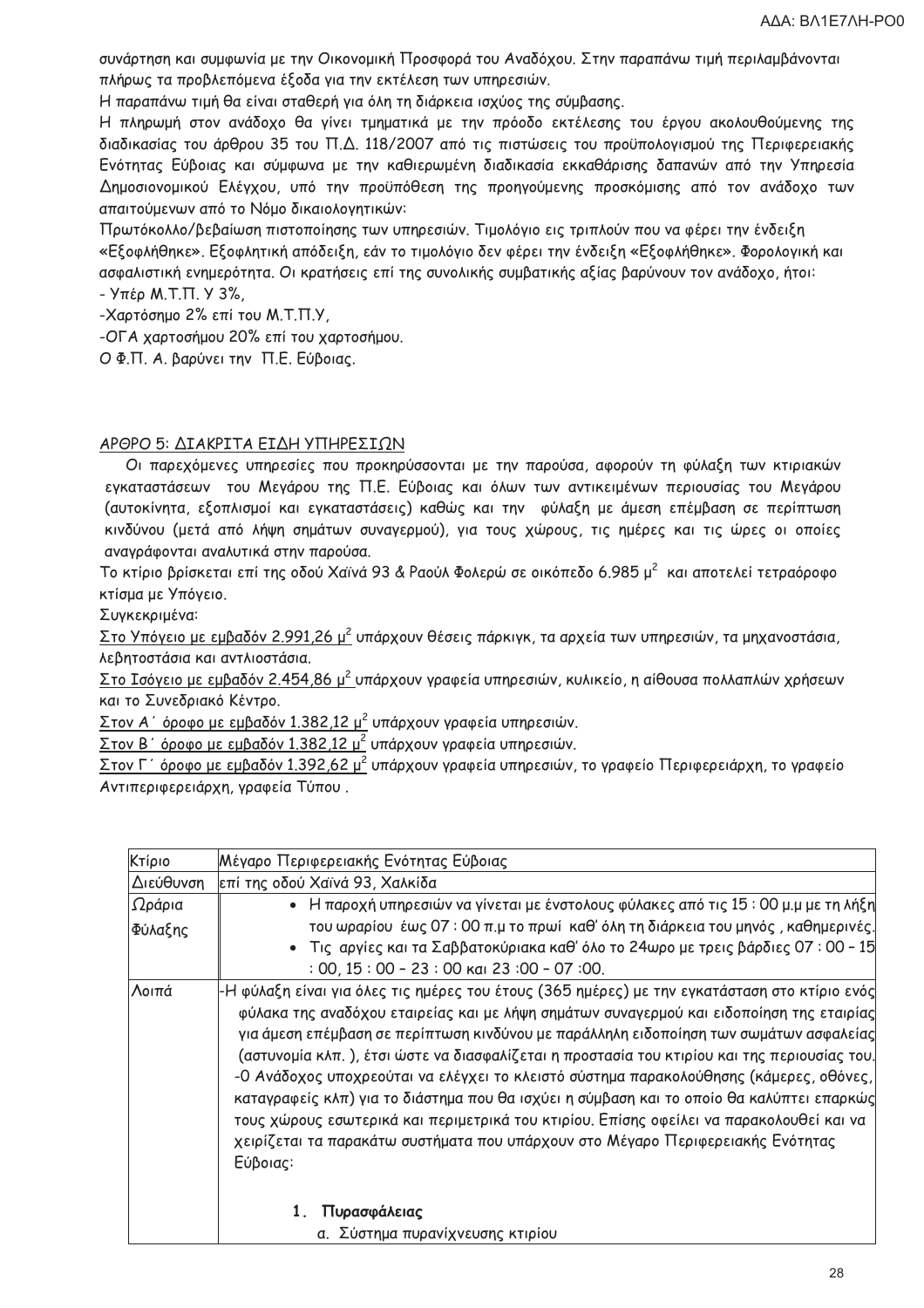συνάρτηση και συμφωνία με την Οικονομική Προσφορά του Αναδόχου. Στην παραπάνω τιμή περιλαμβάνονται πλήρως τα προβλεπόμενα έξοδα για την εκτέλεση των υπηρεσιών.

Η παραπάνω τιμή θα είναι σταθερή για όλη τη διάρκεια ισχύος της σύμβασης.

Η πληρωμή στον ανάδοχο θα γίνει τμηματικά με την πρόοδο εκτέλεσης του έργου ακολουθούμενης της διαδικασίας του άρθρου 35 του Π.Δ. 118/2007 από τις πιστώσεις του προϋπολογισμού της Περιφερειακής Ενότητας Εύβοιας και σύμφωνα με την καθιερωμένη διαδικασία εκκαθάρισης δαπανών από την Υπηρεσία Δημοσιονομικού Ελέγχου, υπό την προϋπόθεση της προηγούμενης προσκόμισης από τον ανάδοχο των απαιτούμενων από το Νόμο δικαιολογητικών:

Πρωτόκολλο/βεβαίωση πιστοποίησης των υπηρεσιών. Τιμολόγιο εις τριπλούν που να φέρει την ένδειξη «Εξοφλήθηκε». Εξοφλητική απόδειξη, εάν το τιμολόγιο δεν φέρει την ένδειξη «Εξοφλήθηκε». Φορολογική και ασφαλιστική ενημερότητα. Οι κρατήσεις επί της συνολικής συμβατικής αξίας βαρύνουν τον ανάδοχο, ήτοι:

- Υπέρ Μ.Τ.Π. Υ 3%,
- Χαρτόσημο 2% επί του Μ.Τ.Π.Υ,
- ΟΓΑ χαρτοσήμου 20% επί του χαρτοσήμου.

Ο Φ.Π. Α. βαρύνει την Π.Ε. Εύβοιας.

## ΑΡΘΡΟ 5: ΔΙΑΚΡΙΤΑ ΕΙΔΗ ΥΠΗΡΕΣΙΩΝ

Οι παρεχόμενες υπηρεσίες που προκηρύσσονται με την παρούσα, αφορούν τη φύλαξη των κτιριακών εγκαταστάσεων του Μεγάρου της Π.Ε. Εύβοιας και όλων των αντικειμένων περιουσίας του Μεγάρου (αυτοκίνητα, εξοπλισμοί και εγκαταστάσεις) καθώς και την φύλαξη με άμεση επέμβαση σε περίπτωση κινδύνου (μετά από λήψη σημάτων συναγερμού), για τους χώρους, τις ημέρες και τις ώρες οι οποίες αναγράφονται αναλυτικά στην παρούσα.

Το κτίριο βρίσκεται επί της οδού Χαϊνά 93 & Ραούλ Φολερώ σε οικόπεδο 6.985 $μ^2$ και αποτελεί τετραόροφο κτίσμα με Υπόγειο.

Συγκεκριμένα:

<u>Στο Υπόγειο με εμβαδόν 2.991,26 $μ^2$</u> υπάρχουν θέσεις πάρκιγκ, τα αρχεία των υπηρεσιών, τα μηχανοστάσια, λεβητοστάσια και αντλιοστάσια.

<u>Στο Ισόγειο με εμβαδόν 2.454,86 $μ^2$</u> υπάρχουν γραφεία υπηρεσιών, κυλικείο, η αίθουσα πολλαπλών χρήσεων και το Συνεδριακό Κέντρο.

<u>Στον Α΄ όροφο με εμβαδόν 1.382,12 $μ^2$</u> υπάρχουν γραφεία υπηρεσιών.

<u>Στον Β΄ όροφο με εμβαδόν 1.382,12 $μ^2$</u> υπάρχουν γραφεία υπηρεσιών.

<u>Στον Γ΄ όροφο με εμβαδόν 1.392,62 $μ^2$</u> υπάρχουν γραφεία υπηρεσιών, το γραφείο Περιφερειάρχη, το γραφείο Αντιπεριφερειάρχη, γραφεία Τύπου .

| Κτίριο | Μέγαρο Περιφερειακής Ενότητας Εύβοιας |
|---|---|
| Διεύθυνση | επί της οδού Χαϊνά 93, Χαλκίδα |
| Ωράρια Φύλαξης | • Η παροχή υπηρεσιών να γίνεται με ένστολους φύλακες από τις 15 : 00 μ.μ με τη λήξη του ωραρίου έως 07 : 00 π.μ το πρωί καθ' όλη τη διάρκεια του μηνός , καθημερινές.<br>• Τις αργίες και τα Σαββατοκύριακα καθ' όλο το 24ωρο με τρεις βάρδιες 07 : 00 – 15 : 00, 15 : 00 – 23 : 00 και 23 :00 – 07 :00. |
| Λοιπά | -Η φύλαξη είναι για όλες τις ημέρες του έτους (365 ημέρες) με την εγκατάσταση στο κτίριο ενός φύλακα της αναδόχου εταιρείας και με λήψη σημάτων συναγερμού και ειδοποίηση της εταιρίας για άμεση επέμβαση σε περίπτωση κινδύνου με παράλληλη ειδοποίηση των σωμάτων ασφαλείας (αστυνομία κλπ. ), έτσι ώστε να διασφαλίζεται η προστασία του κτιρίου και της περιουσίας του.<br>-Ο Ανάδοχος υποχρεούται να ελέγχει το κλειστό σύστημα παρακολούθησης (κάμερες, οθόνες, καταγραφείς κλπ) για το διάστημα που θα ισχύει η σύμβαση και το οποίο θα καλύπτει επαρκώς τους χώρους εσωτερικά και περιμετρικά του κτιρίου. Επίσης οφείλει να παρακολουθεί και να χειρίζεται τα παρακάτω συστήματα που υπάρχουν στο Μέγαρο Περιφερειακής Ενότητας Εύβοιας:<br><br>**1. Πυρασφάλειας**<br>α. Σύστημα πυρανίχνευσης κτιρίου |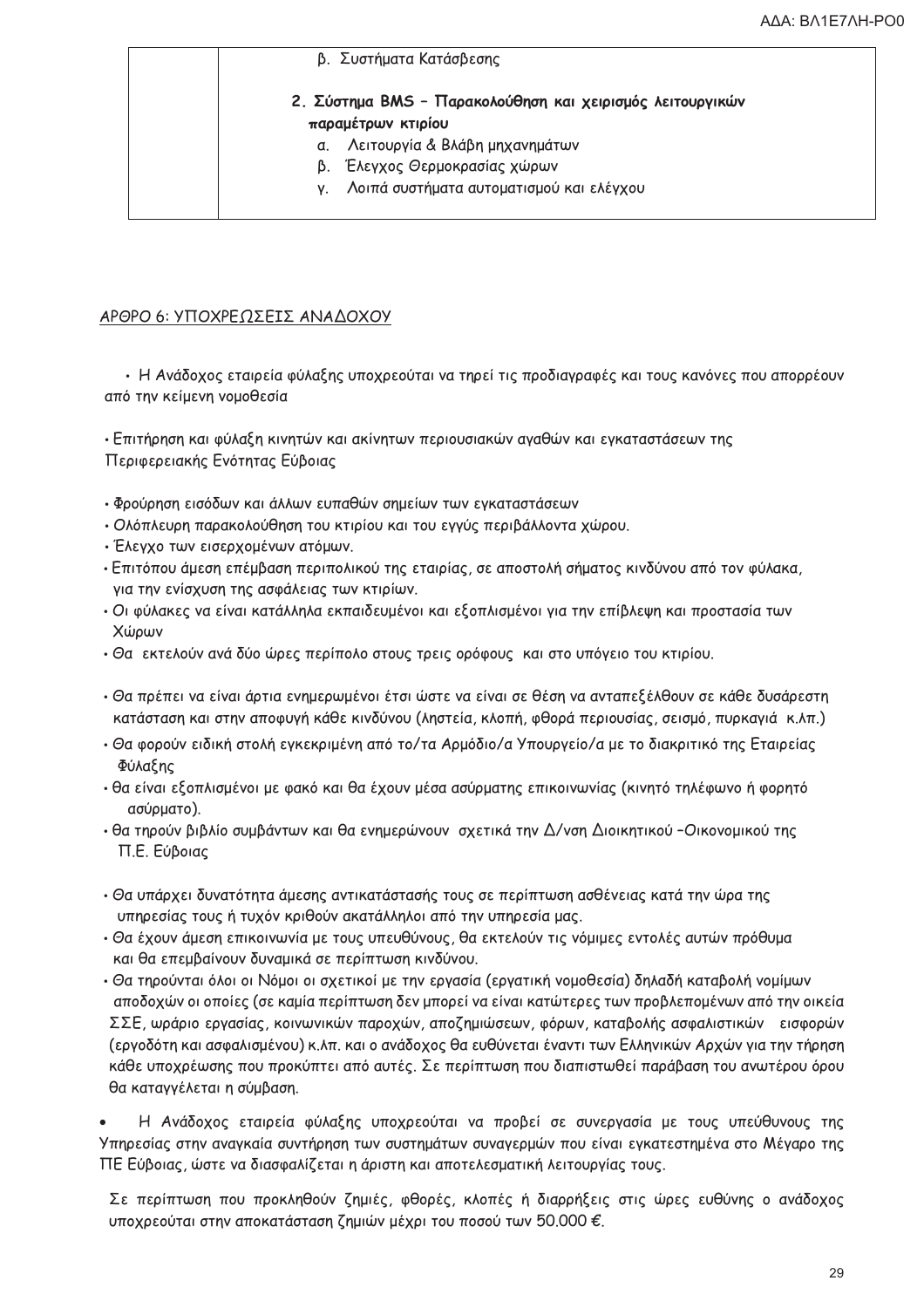|  | β. Συστήματα Κατάσβεσης<br><br>**2. Σύστημα BMS – Παρακολούθηση και χειρισμός λειτουργικών παραμέτρων κτιρίου**<br>α. Λειτουργία & Βλάβη μηχανημάτων<br>β. Έλεγχος Θερμοκρασίας χώρων<br>γ. Λοιπά συστήματα αυτοματισμού και ελέγχου |
|---|---|

## ΑΡΘΡΟ 6: ΥΠΟΧΡΕΩΣΕΙΣ ΑΝΑΔΟΧΟΥ

- Η Ανάδοχος εταιρεία φύλαξης υποχρεούται να τηρεί τις προδιαγραφές και τους κανόνες που απορρέουν από την κείμενη νομοθεσία

- Επιτήρηση και φύλαξη κινητών και ακίνητων περιουσιακών αγαθών και εγκαταστάσεων της Περιφερειακής Ενότητας Εύβοιας

- Φρούρηση εισόδων και άλλων ευπαθών σημείων των εγκαταστάσεων
- Ολόπλευρη παρακολούθηση του κτιρίου και του εγγύς περιβάλλοντα χώρου.
- Έλεγχο των εισερχομένων ατόμων.
- Επιτόπου άμεση επέμβαση περιπολικού της εταιρίας, σε αποστολή σήματος κινδύνου από τον φύλακα, για την ενίσχυση της ασφάλειας των κτιρίων.
- Οι φύλακες να είναι κατάλληλα εκπαιδευμένοι και εξοπλισμένοι για την επίβλεψη και προστασία των Χώρων
- Θα εκτελούν ανά δύο ώρες περίπολο στους τρεις ορόφους και στο υπόγειο του κτιρίου.

- Θα πρέπει να είναι άρτια ενημερωμένοι έτσι ώστε να είναι σε θέση να ανταπεξέλθουν σε κάθε δυσάρεστη κατάσταση και στην αποφυγή κάθε κινδύνου (ληστεία, κλοπή, φθορά περιουσίας, σεισμό, πυρκαγιά κ.λπ.)
- Θα φορούν ειδική στολή εγκεκριμένη από το/τα Αρμόδιο/α Υπουργείο/α με το διακριτικό της Εταιρείας Φύλαξης
- θα είναι εξοπλισμένοι με φακό και θα έχουν μέσα ασύρματης επικοινωνίας (κινητό τηλέφωνο ή φορητό ασύρματο).
- θα τηρούν βιβλίο συμβάντων και θα ενημερώνουν σχετικά την Δ/νση Διοικητικού –Οικονομικού της Π.Ε. Εύβοιας

- Θα υπάρχει δυνατότητα άμεσης αντικατάστασής τους σε περίπτωση ασθένειας κατά την ώρα της υπηρεσίας τους ή τυχόν κριθούν ακατάλληλοι από την υπηρεσία μας.
- Θα έχουν άμεση επικοινωνία με τους υπευθύνους, θα εκτελούν τις νόμιμες εντολές αυτών πρόθυμα και θα επεμβαίνουν δυναμικά σε περίπτωση κινδύνου.
- Θα τηρούνται όλοι οι Νόμοι οι σχετικοί με την εργασία (εργατική νομοθεσία) δηλαδή καταβολή νομίμων αποδοχών οι οποίες (σε καμία περίπτωση δεν μπορεί να είναι κατώτερες των προβλεπομένων από την οικεία ΣΣΕ, ωράριο εργασίας, κοινωνικών παροχών, αποζημιώσεων, φόρων, καταβολής ασφαλιστικών εισφορών (εργοδότη και ασφαλισμένου) κ.λπ. και ο ανάδοχος θα ευθύνεται έναντι των Ελληνικών Αρχών για την τήρηση κάθε υποχρέωσης που προκύπτει από αυτές. Σε περίπτωση που διαπιστωθεί παράβαση του αντέρου όρου θα καταγγέλεται η σύμβαση.

- Η Ανάδοχος εταιρεία φύλαξης υποχρεούται να προβεί σε συνεργασία με τους υπεύθυνους της Υπηρεσίας στην αναγκαία συντήρηση των συστημάτων συναγερμών που είναι εγκατεστημένα στο Μέγαρο της ΠΕ Εύβοιας, ώστε να διασφαλίζεται η άριστη και αποτελεσματική λειτουργίας τους.

Σε περίπτωση που προκληθούν ζημιές, φθορές, κλοπές ή διαρρήξεις στις ώρες ευθύνης ο ανάδοχος υποχρεούται στην αποκατάσταση ζημιών μέχρι του ποσού των 50.000 €.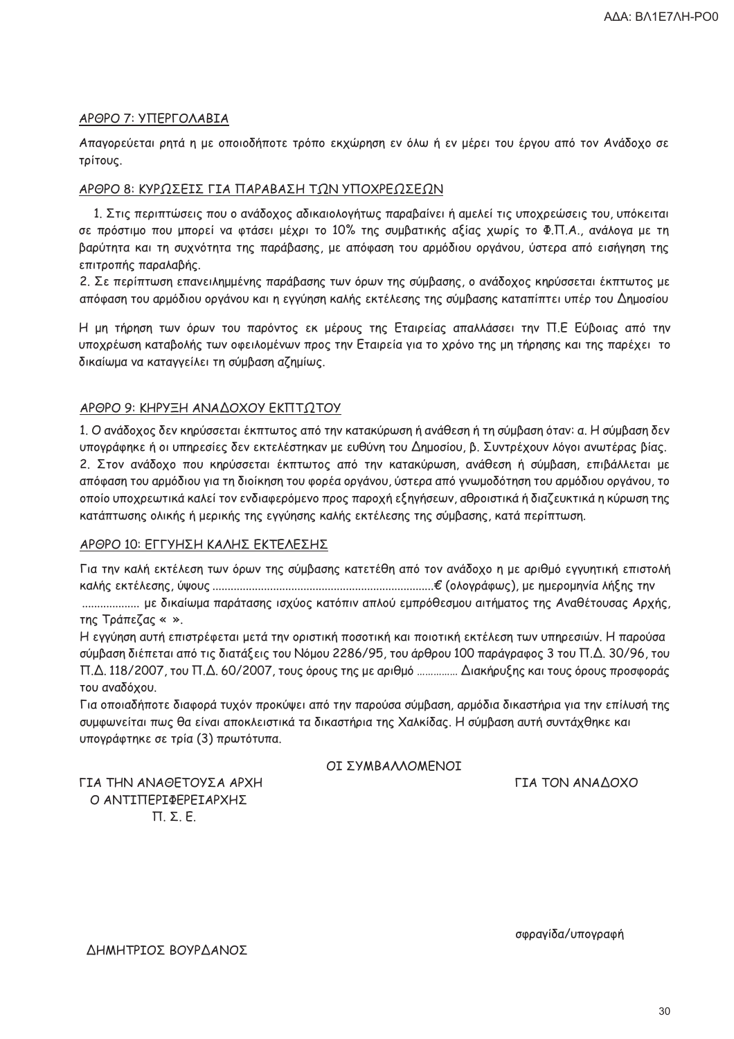## ΑΡΘΡΟ 7: ΥΠΕΡΓΟΛΑΒΙΑ

Απαγορεύεται ρητά η με οποιοδήποτε τρόπο εκχώρηση εν όλω ή εν μέρει του έργου από τον Ανάδοχο σε τρίτους.

## ΑΡΘΡΟ 8: ΚΥΡΩΣΕΙΣ ΓΙΑ ΠΑΡΑΒΑΣΗ ΤΩΝ ΥΠΟΧΡΕΩΣΕΩΝ

1. Στις περιπτώσεις που ο ανάδοχος αδικαιολογήτως παραβαίνει ή αμελεί τις υποχρεώσεις του, υπόκειται σε πρόστιμο που μπορεί να φτάσει μέχρι το 10% της συμβατικής αξίας χωρίς το Φ.Π.Α., ανάλογα με τη βαρύτητα και τη συχνότητα της παράβασης, με απόφαση του αρμόδιου οργάνου, ύστερα από εισήγηση της επιτροπής παραλαβής.
2. Σε περίπτωση επανειλημμένης παράβασης των όρων της σύμβασης, ο ανάδοχος κηρύσσεται έκπτωτος με απόφαση του αρμόδιου οργάνου και η εγγύηση καλής εκτέλεσης της σύμβασης καταπίπτει υπέρ του Δημοσίου

Η μη τήρηση των όρων του παρόντος εκ μέρους της Εταιρείας απαλλάσσει την Π.Ε Εύβοιας από την υποχρέωση καταβολής των οφειλομένων προς την Εταιρεία για το χρόνο της μη τήρησης και της παρέχει το δικαίωμα να καταγγείλει τη σύμβαση αζημίως.

## ΑΡΘΡΟ 9: ΚΗΡΥΞΗ ΑΝΑΔΟΧΟΥ ΕΚΠΤΩΤΟΥ

1. Ο ανάδοχος δεν κηρύσσεται έκπτωτος από την κατακύρωση ή ανάθεση ή τη σύμβαση όταν: α. Η σύμβαση δεν υπογράφηκε ή οι υπηρεσίες δεν εκτελέστηκαν με ευθύνη του Δημοσίου, β. Συντρέχουν λόγοι ανωτέρας βίας.
2. Στον ανάδοχο που κηρύσσεται έκπτωτος από την κατακύρωση, ανάθεση ή σύμβαση, επιβάλλεται με απόφαση του αρμόδιου για τη διοίκηση του φορέα οργάνου, ύστερα από γνωμοδότηση του αρμόδιου οργάνου, το οποίο υποχρεωτικά καλεί τον ενδιαφερόμενο προς παροχή εξηγήσεων, αθροιστικά ή διαζευκτικά η κύρωση της κατάπτωσης ολικής ή μερικής της εγγύησης καλής εκτέλεσης της σύμβασης, κατά περίπτωση.

## ΑΡΘΡΟ 10: ΕΓΓΥΗΣΗ ΚΑΛΗΣ ΕΚΤΕΛΕΣΗΣ

Για την καλή εκτέλεση των όρων της σύμβασης κατετέθη από τον ανάδοχο η με αριθμό εγγυητική επιστολή καλής εκτέλεσης, ύψους ........................................................................€ (ολογράφως), με ημερομηνία λήξης την .................. με δικαίωμα παράτασης ισχύος κατόπιν απλού εμπρόθεσμου αιτήματος της Αναθέτουσας Αρχής, της Τράπεζας « ».

Η εγγύηση αυτή επιστρέφεται μετά την οριστική ποσοτική και ποιοτική εκτέλεση των υπηρεσιών. Η παρούσα σύμβαση διέπεται από τις διατάξεις του Νόμου 2286/95, του άρθρου 100 παράγραφος 3 του Π.Δ. 30/96, του Π.Δ. 118/2007, του Π.Δ. 60/2007, τους όρους της με αριθμό ............... Διακήρυξης και τους όρους προσφοράς του αναδόχου.

Για οποιαδήποτε διαφορά τυχόν προκύψει από την παρούσα σύμβαση, αρμόδια δικαστήρια για την επίλυσή της συμφωνείται πως θα είναι αποκλειστικά τα δικαστήρια της Χαλκίδας. Η σύμβαση αυτή συντάχθηκε και υπογράφτηκε σε τρία (3) πρωτότυπα.

ΟΙ ΣΥΜΒΑΛΛΟΜΕΝΟΙ

| | |
|---|---|
| ΓΙΑ ΤΗΝ ΑΝΑΘΕΤΟΥΣΑ ΑΡΧΗ<br>Ο ΑΝΤΙΠΕΡΙΦΕΡΕΙΑΡΧΗΣ<br>Π. Σ. Ε. | ΓΙΑ ΤΟΝ ΑΝΑΔΟΧΟ |
| ΔΗΜΗΤΡΙΟΣ ΒΟΥΡΔΑΝΟΣ | σφραγίδα/υπογραφή |